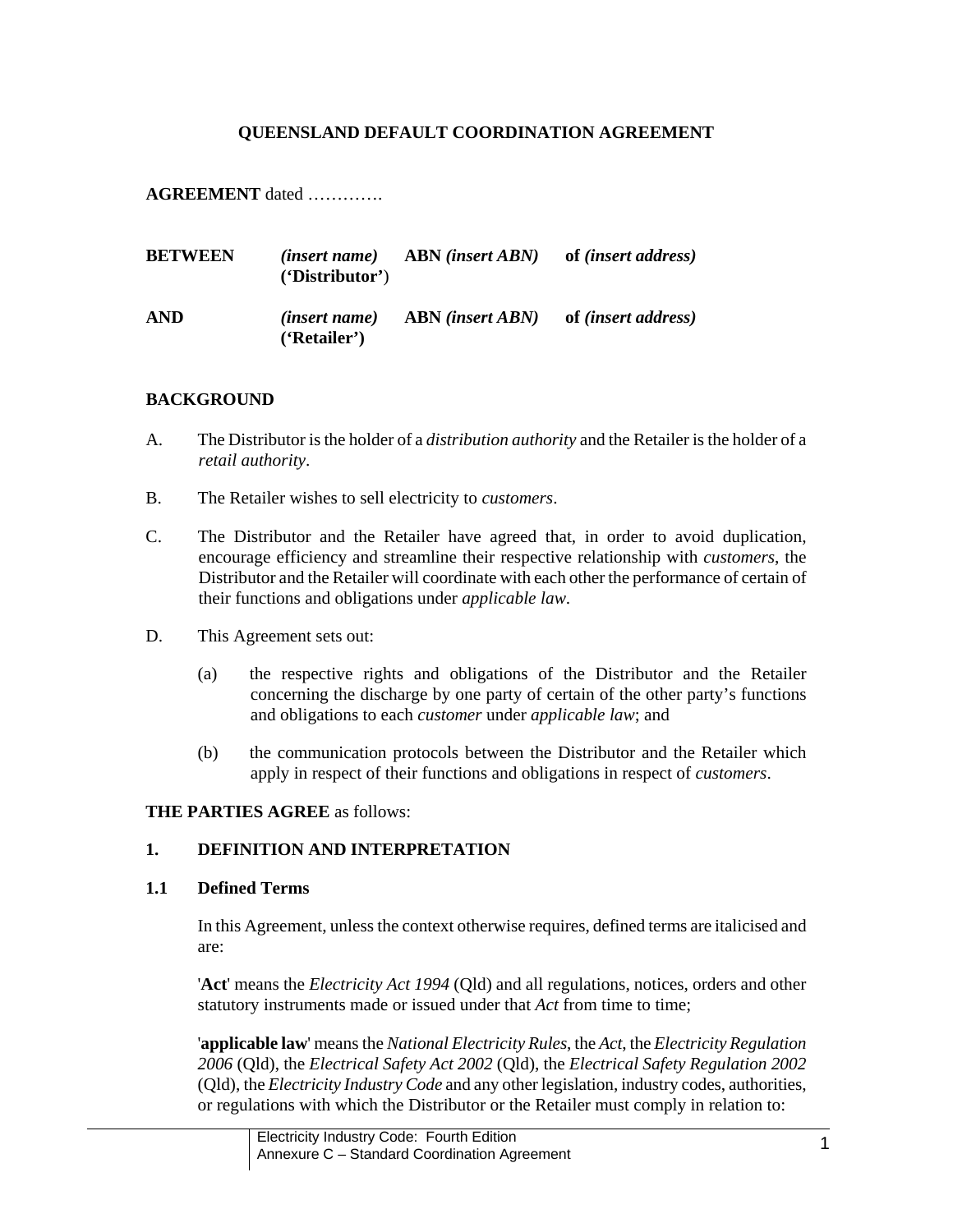# QUEENSLAND DEFAULT COORDINATION AGREEMENT

**AGREEMENT** dated ………….

| | | | |
|---|---|---|---|
| **BETWEEN** | ***(insert name)*** **('Distributor')** | **ABN** ***(insert ABN)*** | **of** ***(insert address)*** |
| **AND** | ***(insert name)*** **('Retailer')** | **ABN** ***(insert ABN)*** | **of** ***(insert address)*** |

## BACKGROUND

A. The Distributor is the holder of a *distribution authority* and the Retailer is the holder of a *retail authority*.

B. The Retailer wishes to sell electricity to *customers*.

C. The Distributor and the Retailer have agreed that, in order to avoid duplication, encourage efficiency and streamline their respective relationship with *customers*, the Distributor and the Retailer will coordinate with each other the performance of certain of their functions and obligations under *applicable law*.

D. This Agreement sets out:

   (a) the respective rights and obligations of the Distributor and the Retailer concerning the discharge by one party of certain of the other party's functions and obligations to each *customer* under *applicable law*; and

   (b) the communication protocols between the Distributor and the Retailer which apply in respect of their functions and obligations in respect of *customers*.

**THE PARTIES AGREE** as follows:

## 1. DEFINITION AND INTERPRETATION

### 1.1 Defined Terms

In this Agreement, unless the context otherwise requires, defined terms are italicised and are:

'**Act**' means the *Electricity Act 1994* (Qld) and all regulations, notices, orders and other statutory instruments made or issued under that *Act* from time to time;

'**applicable law**' means the *National Electricity Rules*, the *Act*, the *Electricity Regulation 2006* (Qld), the *Electrical Safety Act 2002* (Qld), the *Electrical Safety Regulation 2002* (Qld), the *Electricity Industry Code* and any other legislation, industry codes, authorities, or regulations with which the Distributor or the Retailer must comply in relation to: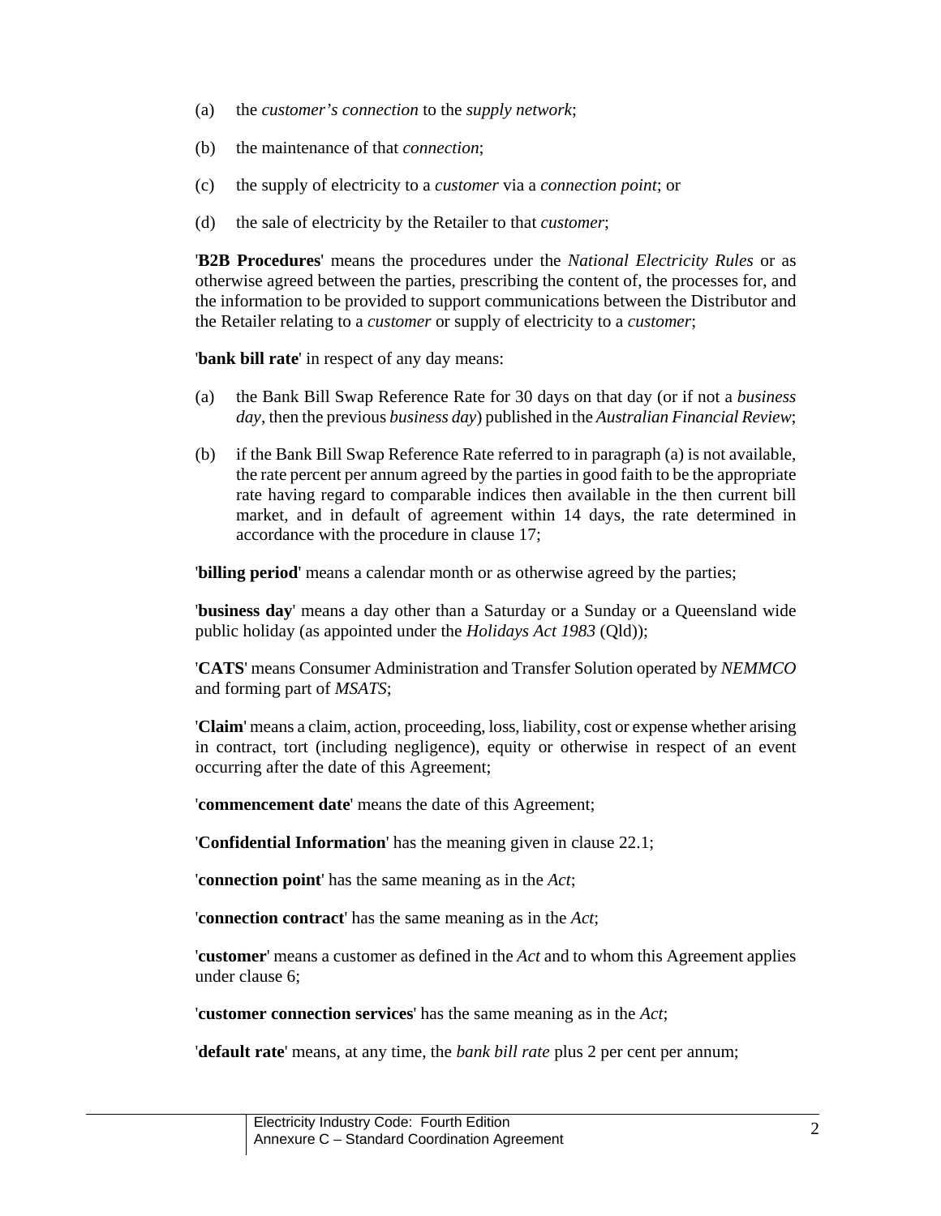(a) the *customer's connection* to the *supply network*;

(b) the maintenance of that *connection*;

(c) the supply of electricity to a *customer* via a *connection point*; or

(d) the sale of electricity by the Retailer to that *customer*;

'**B2B Procedures**' means the procedures under the *National Electricity Rules* or as otherwise agreed between the parties, prescribing the content of, the processes for, and the information to be provided to support communications between the Distributor and the Retailer relating to a *customer* or supply of electricity to a *customer*;

'**bank bill rate**' in respect of any day means:

(a) the Bank Bill Swap Reference Rate for 30 days on that day (or if not a *business day*, then the previous *business day*) published in the *Australian Financial Review*;

(b) if the Bank Bill Swap Reference Rate referred to in paragraph (a) is not available, the rate percent per annum agreed by the parties in good faith to be the appropriate rate having regard to comparable indices then available in the then current bill market, and in default of agreement within 14 days, the rate determined in accordance with the procedure in clause 17;

'**billing period**' means a calendar month or as otherwise agreed by the parties;

'**business day**' means a day other than a Saturday or a Sunday or a Queensland wide public holiday (as appointed under the *Holidays Act 1983* (Qld));

'**CATS**' means Consumer Administration and Transfer Solution operated by *NEMMCO* and forming part of *MSATS*;

'**Claim**' means a claim, action, proceeding, loss, liability, cost or expense whether arising in contract, tort (including negligence), equity or otherwise in respect of an event occurring after the date of this Agreement;

'**commencement date**' means the date of this Agreement;

'**Confidential Information**' has the meaning given in clause 22.1;

'**connection point**' has the same meaning as in the *Act*;

'**connection contract**' has the same meaning as in the *Act*;

'**customer**' means a customer as defined in the *Act* and to whom this Agreement applies under clause 6;

'**customer connection services**' has the same meaning as in the *Act*;

'**default rate**' means, at any time, the *bank bill rate* plus 2 per cent per annum;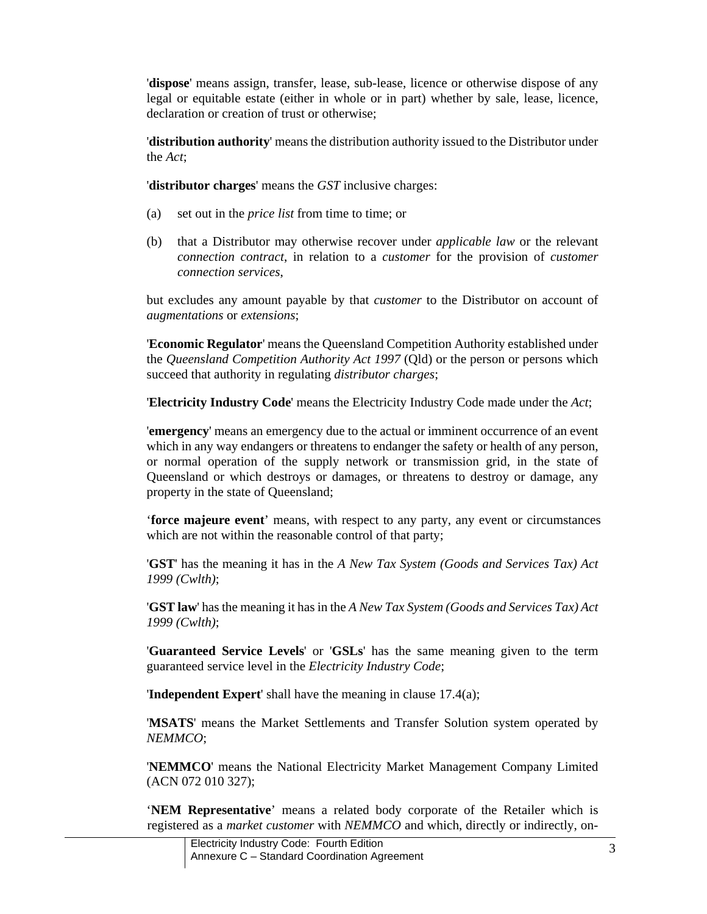'**dispose**' means assign, transfer, lease, sub-lease, licence or otherwise dispose of any legal or equitable estate (either in whole or in part) whether by sale, lease, licence, declaration or creation of trust or otherwise;

'**distribution authority**' means the distribution authority issued to the Distributor under the *Act*;

'**distributor charges**' means the *GST* inclusive charges:

(a) set out in the *price list* from time to time; or

(b) that a Distributor may otherwise recover under *applicable law* or the relevant *connection contract*, in relation to a *customer* for the provision of *customer connection services*,

but excludes any amount payable by that *customer* to the Distributor on account of *augmentations* or *extensions*;

'**Economic Regulator**' means the Queensland Competition Authority established under the *Queensland Competition Authority Act 1997* (Qld) or the person or persons which succeed that authority in regulating *distributor charges*;

'**Electricity Industry Code**' means the Electricity Industry Code made under the *Act*;

'**emergency**' means an emergency due to the actual or imminent occurrence of an event which in any way endangers or threatens to endanger the safety or health of any person, or normal operation of the supply network or transmission grid, in the state of Queensland or which destroys or damages, or threatens to destroy or damage, any property in the state of Queensland;

'**force majeure event**' means, with respect to any party, any event or circumstances which are not within the reasonable control of that party;

'**GST**' has the meaning it has in the *A New Tax System (Goods and Services Tax) Act 1999 (Cwlth)*;

'**GST law**' has the meaning it has in the *A New Tax System (Goods and Services Tax) Act 1999 (Cwlth)*;

'**Guaranteed Service Levels**' or '**GSLs**' has the same meaning given to the term guaranteed service level in the *Electricity Industry Code*;

'**Independent Expert**' shall have the meaning in clause 17.4(a);

'**MSATS**' means the Market Settlements and Transfer Solution system operated by *NEMMCO*;

'**NEMMCO**' means the National Electricity Market Management Company Limited (ACN 072 010 327);

'**NEM Representative**' means a related body corporate of the Retailer which is registered as a *market customer* with *NEMMCO* and which, directly or indirectly, on-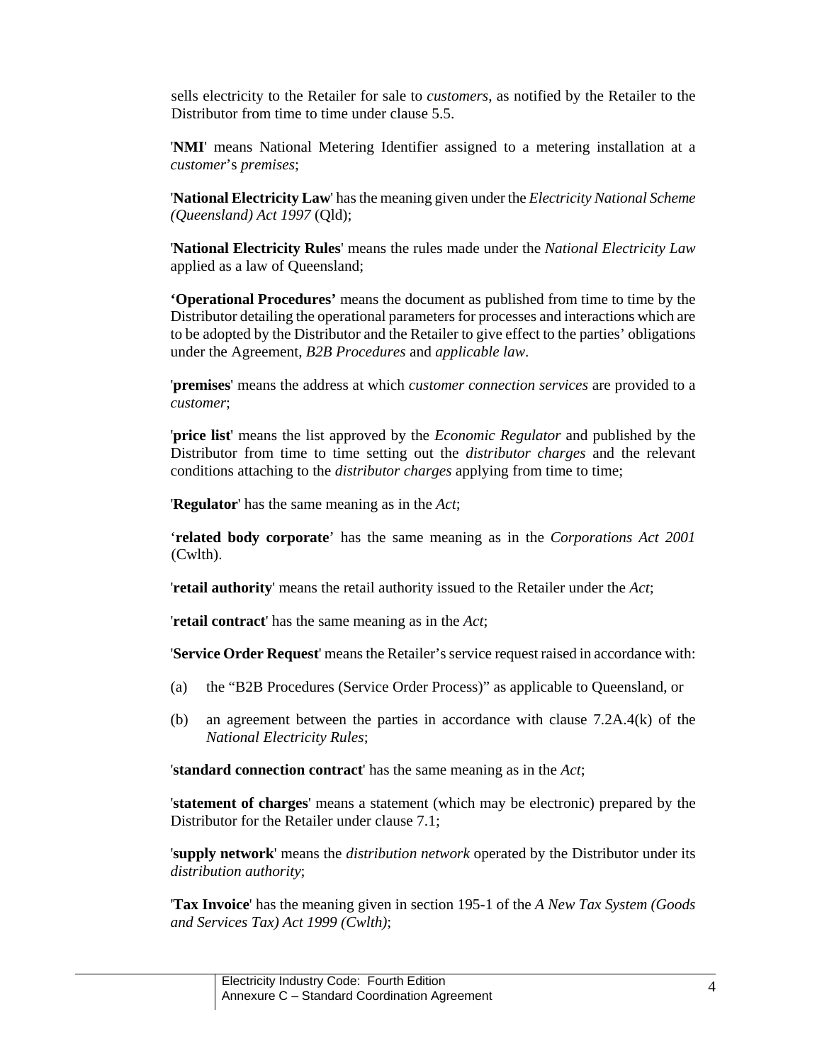sells electricity to the Retailer for sale to *customers*, as notified by the Retailer to the Distributor from time to time under clause 5.5.

'**NMI**' means National Metering Identifier assigned to a metering installation at a *customer*'s *premises*;

'**National Electricity Law**' has the meaning given under the *Electricity National Scheme (Queensland) Act 1997* (Qld);

'**National Electricity Rules**' means the rules made under the *National Electricity Law* applied as a law of Queensland;

**'Operational Procedures'** means the document as published from time to time by the Distributor detailing the operational parameters for processes and interactions which are to be adopted by the Distributor and the Retailer to give effect to the parties' obligations under the Agreement, *B2B Procedures* and *applicable law*.

'**premises**' means the address at which *customer connection services* are provided to a *customer*;

'**price list**' means the list approved by the *Economic Regulator* and published by the Distributor from time to time setting out the *distributor charges* and the relevant conditions attaching to the *distributor charges* applying from time to time;

'**Regulator**' has the same meaning as in the *Act*;

'**related body corporate**' has the same meaning as in the *Corporations Act 2001* (Cwlth).

'**retail authority**' means the retail authority issued to the Retailer under the *Act*;

'**retail contract**' has the same meaning as in the *Act*;

'**Service Order Request**' means the Retailer's service request raised in accordance with:

(a) the "B2B Procedures (Service Order Process)" as applicable to Queensland, or

(b) an agreement between the parties in accordance with clause 7.2A.4(k) of the *National Electricity Rules*;

'**standard connection contract**' has the same meaning as in the *Act*;

'**statement of charges**' means a statement (which may be electronic) prepared by the Distributor for the Retailer under clause 7.1;

'**supply network**' means the *distribution network* operated by the Distributor under its *distribution authority*;

'**Tax Invoice**' has the meaning given in section 195-1 of the *A New Tax System (Goods and Services Tax) Act 1999 (Cwlth)*;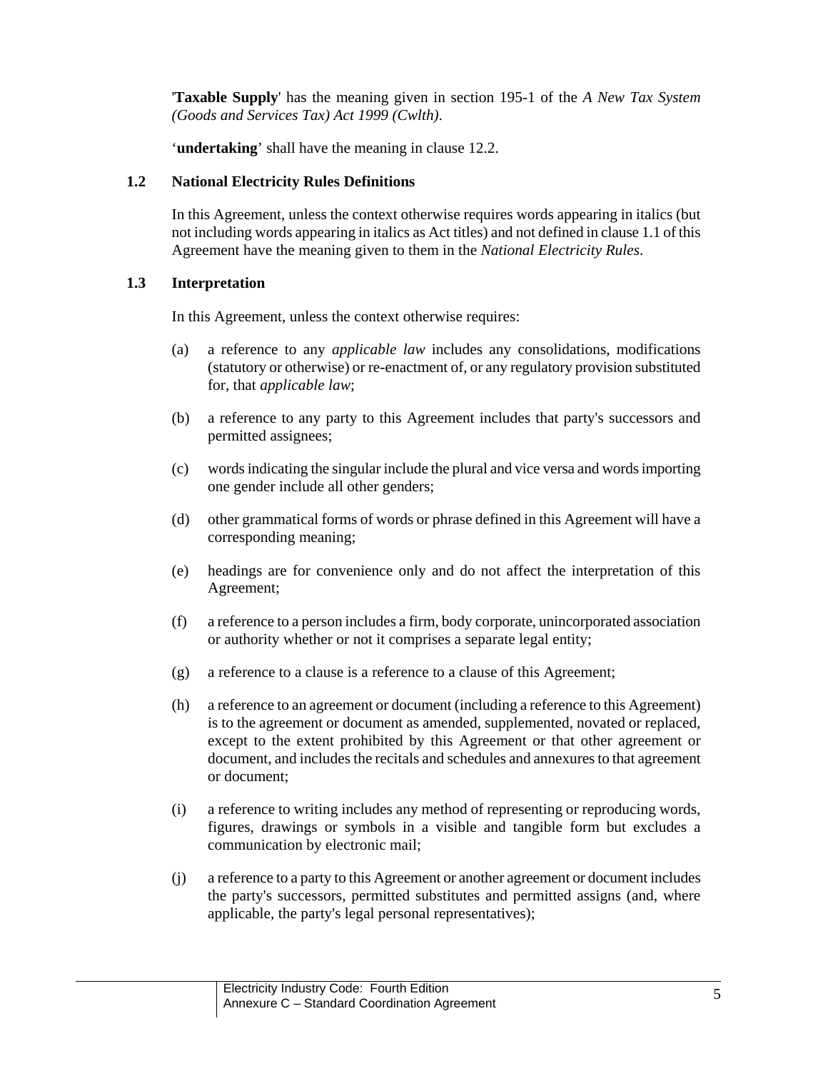'**Taxable Supply**' has the meaning given in section 195-1 of the *A New Tax System (Goods and Services Tax) Act 1999 (Cwlth).*

'**undertaking**' shall have the meaning in clause 12.2.

### 1.2 National Electricity Rules Definitions

In this Agreement, unless the context otherwise requires words appearing in italics (but not including words appearing in italics as Act titles) and not defined in clause 1.1 of this Agreement have the meaning given to them in the *National Electricity Rules*.

### 1.3 Interpretation

In this Agreement, unless the context otherwise requires:

(a) a reference to any *applicable law* includes any consolidations, modifications (statutory or otherwise) or re-enactment of, or any regulatory provision substituted for, that *applicable law*;

(b) a reference to any party to this Agreement includes that party's successors and permitted assignees;

(c) words indicating the singular include the plural and vice versa and words importing one gender include all other genders;

(d) other grammatical forms of words or phrase defined in this Agreement will have a corresponding meaning;

(e) headings are for convenience only and do not affect the interpretation of this Agreement;

(f) a reference to a person includes a firm, body corporate, unincorporated association or authority whether or not it comprises a separate legal entity;

(g) a reference to a clause is a reference to a clause of this Agreement;

(h) a reference to an agreement or document (including a reference to this Agreement) is to the agreement or document as amended, supplemented, novated or replaced, except to the extent prohibited by this Agreement or that other agreement or document, and includes the recitals and schedules and annexures to that agreement or document;

(i) a reference to writing includes any method of representing or reproducing words, figures, drawings or symbols in a visible and tangible form but excludes a communication by electronic mail;

(j) a reference to a party to this Agreement or another agreement or document includes the party's successors, permitted substitutes and permitted assigns (and, where applicable, the party's legal personal representatives);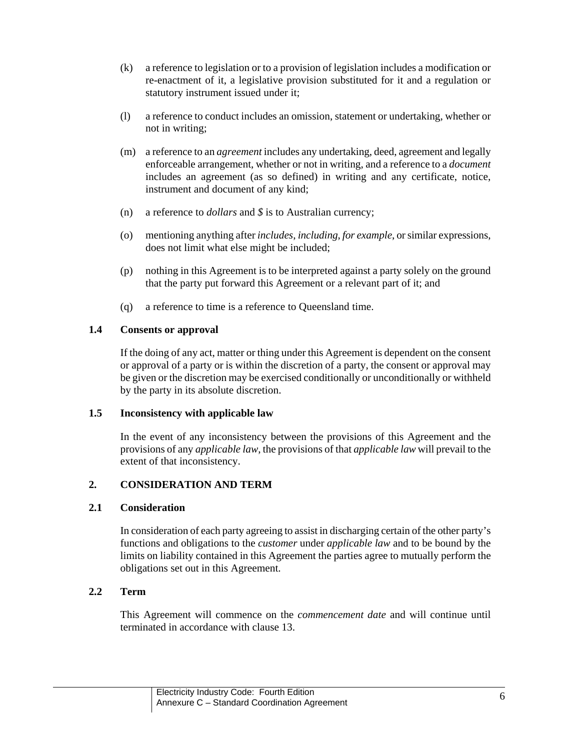(k) a reference to legislation or to a provision of legislation includes a modification or re-enactment of it, a legislative provision substituted for it and a regulation or statutory instrument issued under it;

(l) a reference to conduct includes an omission, statement or undertaking, whether or not in writing;

(m) a reference to an *agreement* includes any undertaking, deed, agreement and legally enforceable arrangement, whether or not in writing, and a reference to a *document* includes an agreement (as so defined) in writing and any certificate, notice, instrument and document of any kind;

(n) a reference to *dollars* and *$* is to Australian currency;

(o) mentioning anything after *includes*, *including*, *for example*, or similar expressions, does not limit what else might be included;

(p) nothing in this Agreement is to be interpreted against a party solely on the ground that the party put forward this Agreement or a relevant part of it; and

(q) a reference to time is a reference to Queensland time.

### 1.4 Consents or approval

If the doing of any act, matter or thing under this Agreement is dependent on the consent or approval of a party or is within the discretion of a party, the consent or approval may be given or the discretion may be exercised conditionally or unconditionally or withheld by the party in its absolute discretion.

### 1.5 Inconsistency with applicable law

In the event of any inconsistency between the provisions of this Agreement and the provisions of any *applicable law*, the provisions of that *applicable law* will prevail to the extent of that inconsistency.

## 2. CONSIDERATION AND TERM

### 2.1 Consideration

In consideration of each party agreeing to assist in discharging certain of the other party's functions and obligations to the *customer* under *applicable law* and to be bound by the limits on liability contained in this Agreement the parties agree to mutually perform the obligations set out in this Agreement.

### 2.2 Term

This Agreement will commence on the *commencement date* and will continue until terminated in accordance with clause 13.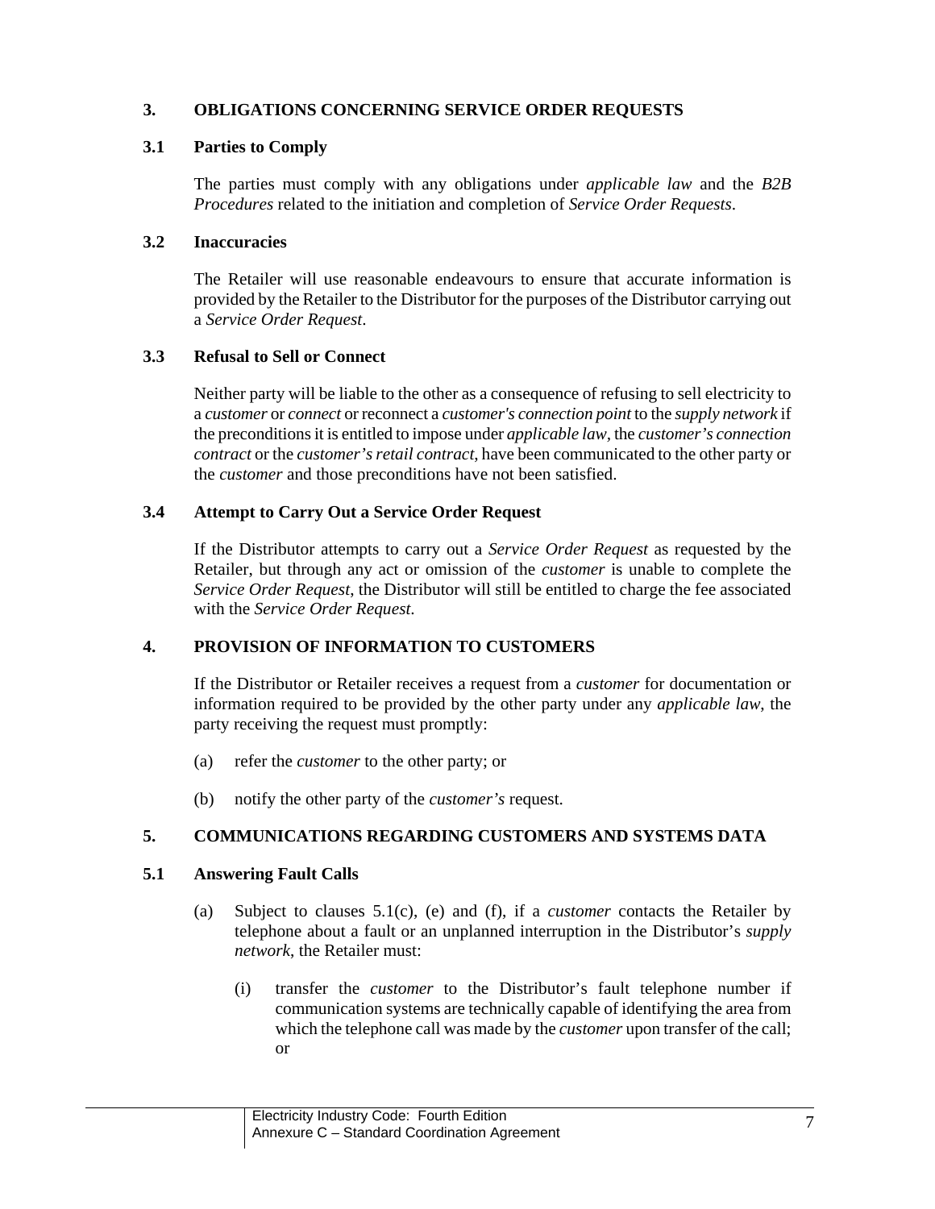## 3. OBLIGATIONS CONCERNING SERVICE ORDER REQUESTS

### 3.1 Parties to Comply

The parties must comply with any obligations under *applicable law* and the *B2B Procedures* related to the initiation and completion of *Service Order Requests*.

### 3.2 Inaccuracies

The Retailer will use reasonable endeavours to ensure that accurate information is provided by the Retailer to the Distributor for the purposes of the Distributor carrying out a *Service Order Request*.

### 3.3 Refusal to Sell or Connect

Neither party will be liable to the other as a consequence of refusing to sell electricity to a *customer* or *connect* or reconnect a *customer's connection point* to the *supply network* if the preconditions it is entitled to impose under *applicable law*, the *customer's connection contract* or the *customer's retail contract*, have been communicated to the other party or the *customer* and those preconditions have not been satisfied.

### 3.4 Attempt to Carry Out a Service Order Request

If the Distributor attempts to carry out a *Service Order Request* as requested by the Retailer, but through any act or omission of the *customer* is unable to complete the *Service Order Request*, the Distributor will still be entitled to charge the fee associated with the *Service Order Request*.

## 4. PROVISION OF INFORMATION TO CUSTOMERS

If the Distributor or Retailer receives a request from a *customer* for documentation or information required to be provided by the other party under any *applicable law*, the party receiving the request must promptly:

(a) refer the *customer* to the other party; or

(b) notify the other party of the *customer's* request.

## 5. COMMUNICATIONS REGARDING CUSTOMERS AND SYSTEMS DATA

### 5.1 Answering Fault Calls

(a) Subject to clauses 5.1(c), (e) and (f), if a *customer* contacts the Retailer by telephone about a fault or an unplanned interruption in the Distributor's *supply network*, the Retailer must:

(i) transfer the *customer* to the Distributor's fault telephone number if communication systems are technically capable of identifying the area from which the telephone call was made by the *customer* upon transfer of the call; or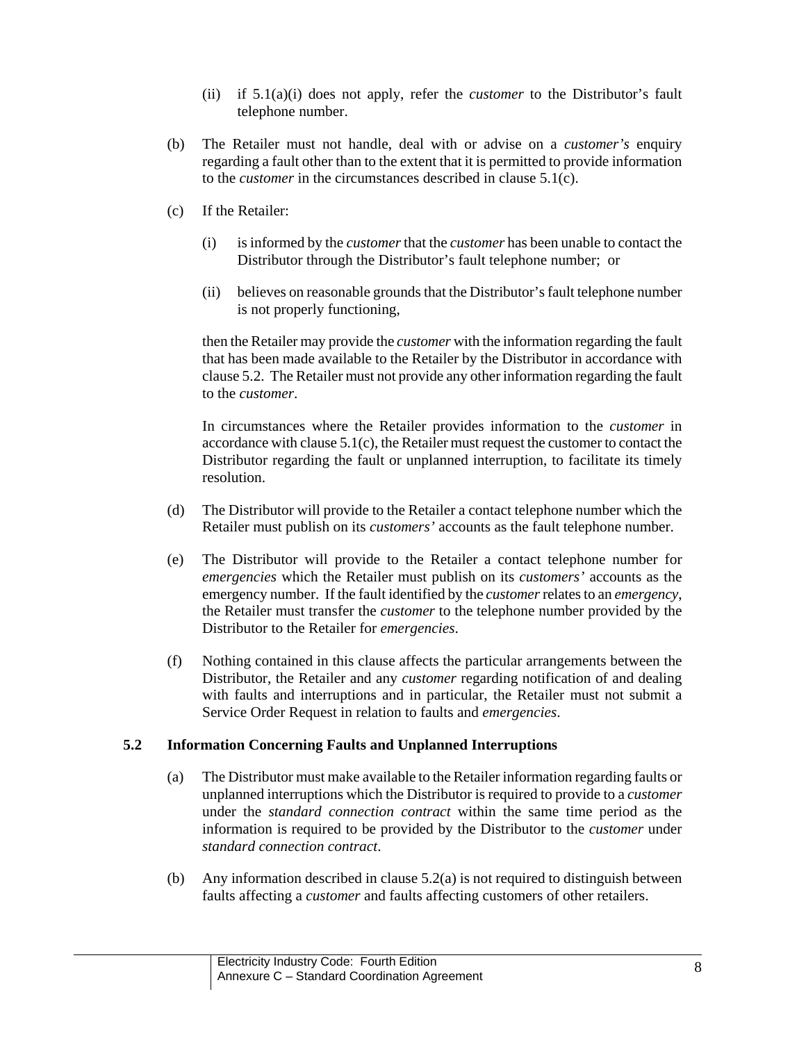(ii) if 5.1(a)(i) does not apply, refer the *customer* to the Distributor's fault telephone number.

(b) The Retailer must not handle, deal with or advise on a *customer's* enquiry regarding a fault other than to the extent that it is permitted to provide information to the *customer* in the circumstances described in clause 5.1(c).

(c) If the Retailer:

(i) is informed by the *customer* that the *customer* has been unable to contact the Distributor through the Distributor's fault telephone number; or

(ii) believes on reasonable grounds that the Distributor's fault telephone number is not properly functioning,

then the Retailer may provide the *customer* with the information regarding the fault that has been made available to the Retailer by the Distributor in accordance with clause 5.2. The Retailer must not provide any other information regarding the fault to the *customer*.

In circumstances where the Retailer provides information to the *customer* in accordance with clause 5.1(c), the Retailer must request the customer to contact the Distributor regarding the fault or unplanned interruption, to facilitate its timely resolution.

(d) The Distributor will provide to the Retailer a contact telephone number which the Retailer must publish on its *customers'* accounts as the fault telephone number.

(e) The Distributor will provide to the Retailer a contact telephone number for *emergencies* which the Retailer must publish on its *customers'* accounts as the emergency number. If the fault identified by the *customer* relates to an *emergency*, the Retailer must transfer the *customer* to the telephone number provided by the Distributor to the Retailer for *emergencies*.

(f) Nothing contained in this clause affects the particular arrangements between the Distributor, the Retailer and any *customer* regarding notification of and dealing with faults and interruptions and in particular, the Retailer must not submit a Service Order Request in relation to faults and *emergencies*.

### 5.2 Information Concerning Faults and Unplanned Interruptions

(a) The Distributor must make available to the Retailer information regarding faults or unplanned interruptions which the Distributor is required to provide to a *customer* under the *standard connection contract* within the same time period as the information is required to be provided by the Distributor to the *customer* under *standard connection contract*.

(b) Any information described in clause 5.2(a) is not required to distinguish between faults affecting a *customer* and faults affecting customers of other retailers.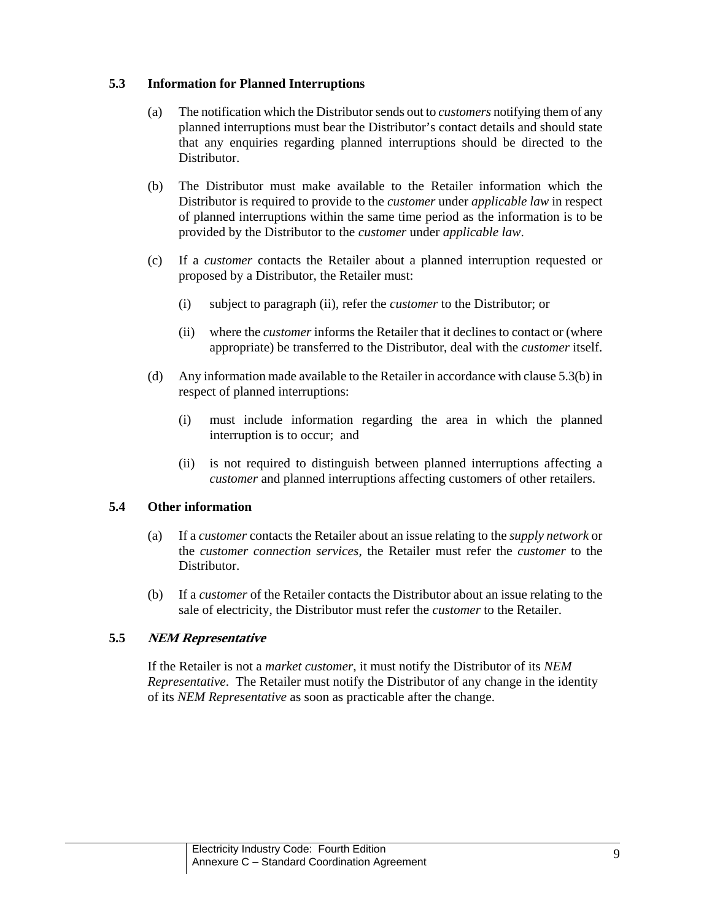### 5.3 Information for Planned Interruptions

(a) The notification which the Distributor sends out to *customers* notifying them of any planned interruptions must bear the Distributor's contact details and should state that any enquiries regarding planned interruptions should be directed to the Distributor.

(b) The Distributor must make available to the Retailer information which the Distributor is required to provide to the *customer* under *applicable law* in respect of planned interruptions within the same time period as the information is to be provided by the Distributor to the *customer* under *applicable law*.

(c) If a *customer* contacts the Retailer about a planned interruption requested or proposed by a Distributor, the Retailer must:

(i) subject to paragraph (ii), refer the *customer* to the Distributor; or

(ii) where the *customer* informs the Retailer that it declines to contact or (where appropriate) be transferred to the Distributor, deal with the *customer* itself.

(d) Any information made available to the Retailer in accordance with clause 5.3(b) in respect of planned interruptions:

(i) must include information regarding the area in which the planned interruption is to occur; and

(ii) is not required to distinguish between planned interruptions affecting a *customer* and planned interruptions affecting customers of other retailers.

### 5.4 Other information

(a) If a *customer* contacts the Retailer about an issue relating to the *supply network* or the *customer connection services*, the Retailer must refer the *customer* to the Distributor.

(b) If a *customer* of the Retailer contacts the Distributor about an issue relating to the sale of electricity, the Distributor must refer the *customer* to the Retailer.

### 5.5 *NEM Representative*

If the Retailer is not a *market customer*, it must notify the Distributor of its *NEM Representative*. The Retailer must notify the Distributor of any change in the identity of its *NEM Representative* as soon as practicable after the change.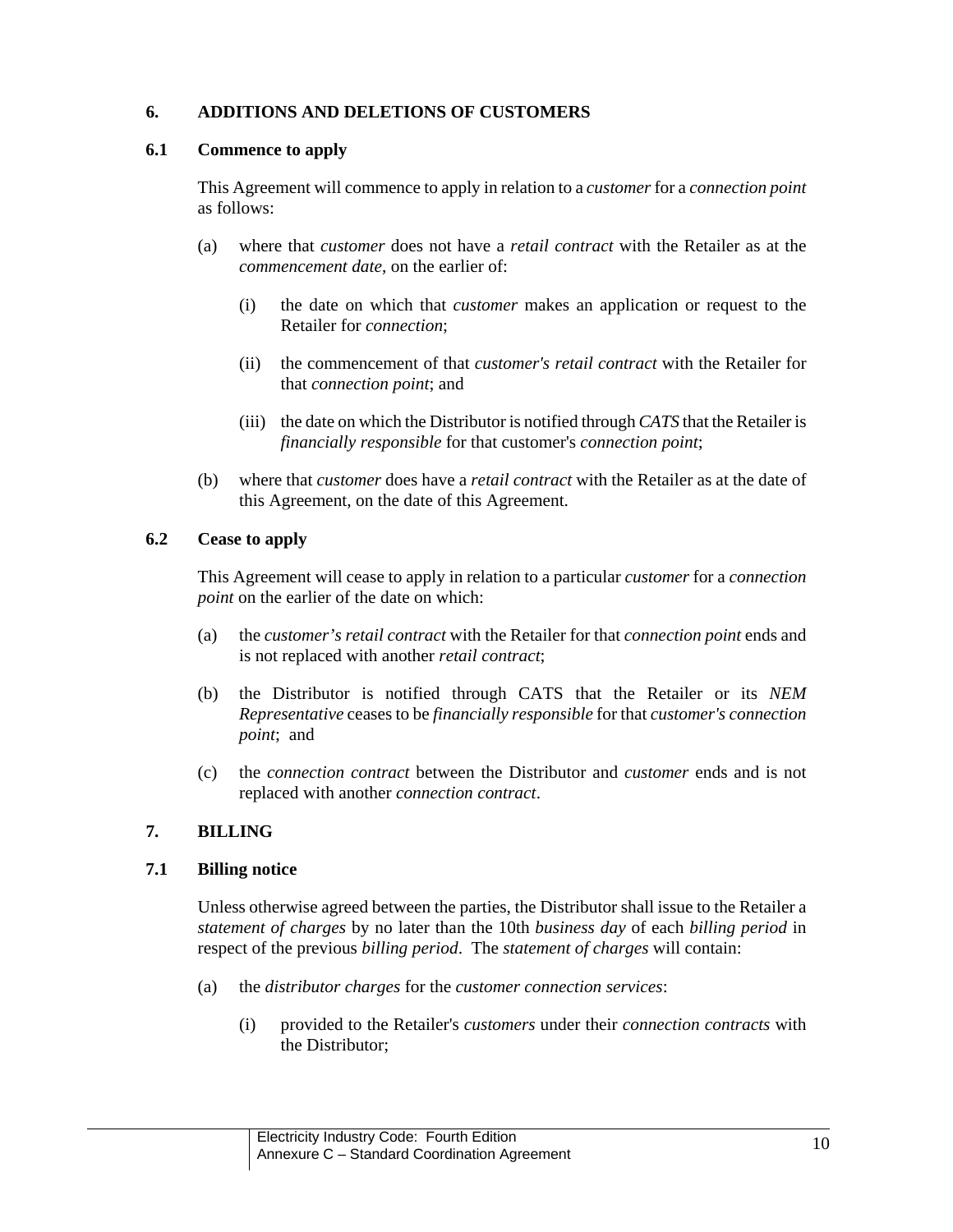## 6. ADDITIONS AND DELETIONS OF CUSTOMERS

### 6.1 Commence to apply

This Agreement will commence to apply in relation to a *customer* for a *connection point* as follows:

(a) where that *customer* does not have a *retail contract* with the Retailer as at the *commencement date*, on the earlier of:

   (i) the date on which that *customer* makes an application or request to the Retailer for *connection*;

   (ii) the commencement of that *customer's retail contract* with the Retailer for that *connection point*; and

   (iii) the date on which the Distributor is notified through *CATS* that the Retailer is *financially responsible* for that customer's *connection point*;

(b) where that *customer* does have a *retail contract* with the Retailer as at the date of this Agreement, on the date of this Agreement.

### 6.2 Cease to apply

This Agreement will cease to apply in relation to a particular *customer* for a *connection point* on the earlier of the date on which:

(a) the *customer's retail contract* with the Retailer for that *connection point* ends and is not replaced with another *retail contract*;

(b) the Distributor is notified through CATS that the Retailer or its *NEM Representative* ceases to be *financially responsible* for that *customer's connection point*; and

(c) the *connection contract* between the Distributor and *customer* ends and is not replaced with another *connection contract*.

## 7. BILLING

### 7.1 Billing notice

Unless otherwise agreed between the parties, the Distributor shall issue to the Retailer a *statement of charges* by no later than the 10th *business day* of each *billing period* in respect of the previous *billing period*. The *statement of charges* will contain:

(a) the *distributor charges* for the *customer connection services*:

   (i) provided to the Retailer's *customers* under their *connection contracts* with the Distributor;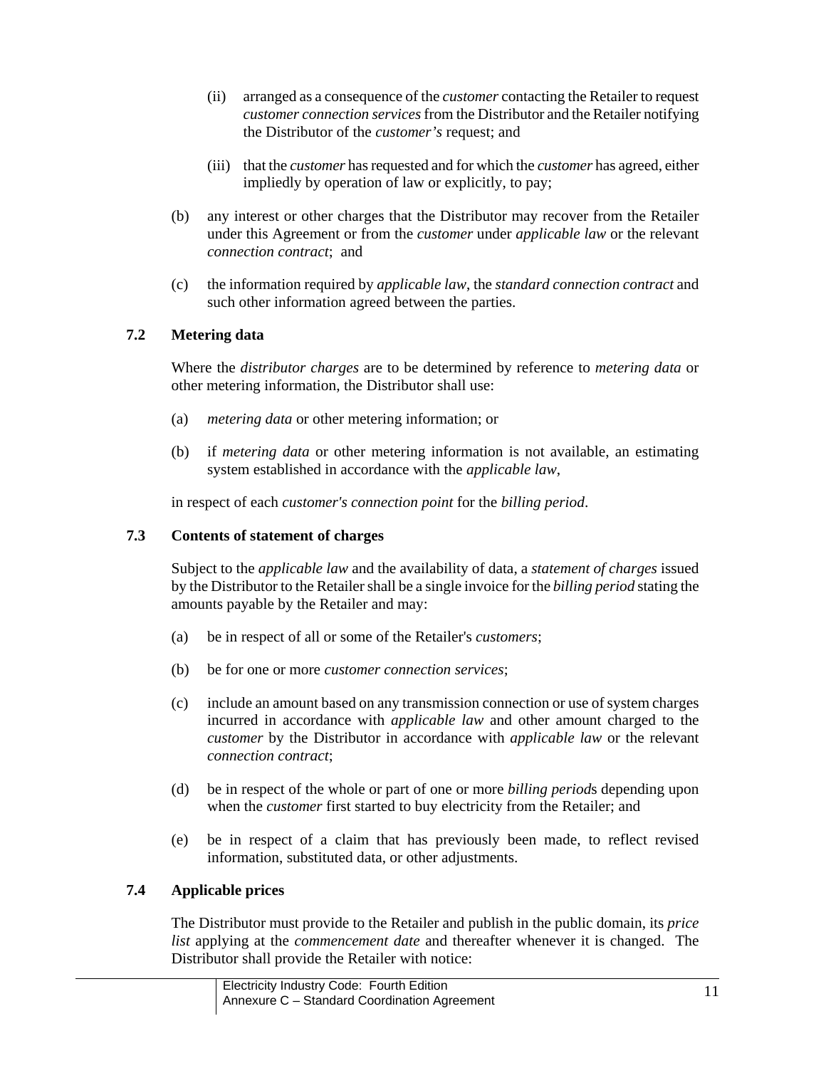(ii) arranged as a consequence of the *customer* contacting the Retailer to request *customer connection services* from the Distributor and the Retailer notifying the Distributor of the *customer's* request; and

(iii) that the *customer* has requested and for which the *customer* has agreed, either impliedly by operation of law or explicitly, to pay;

(b) any interest or other charges that the Distributor may recover from the Retailer under this Agreement or from the *customer* under *applicable law* or the relevant *connection contract*; and

(c) the information required by *applicable law*, the *standard connection contract* and such other information agreed between the parties.

### 7.2 Metering data

Where the *distributor charges* are to be determined by reference to *metering data* or other metering information, the Distributor shall use:

(a) *metering data* or other metering information; or

(b) if *metering data* or other metering information is not available, an estimating system established in accordance with the *applicable law*,

in respect of each *customer's connection point* for the *billing period*.

### 7.3 Contents of statement of charges

Subject to the *applicable law* and the availability of data, a *statement of charges* issued by the Distributor to the Retailer shall be a single invoice for the *billing period* stating the amounts payable by the Retailer and may:

(a) be in respect of all or some of the Retailer's *customers*;

(b) be for one or more *customer connection services*;

(c) include an amount based on any transmission connection or use of system charges incurred in accordance with *applicable law* and other amount charged to the *customer* by the Distributor in accordance with *applicable law* or the relevant *connection contract*;

(d) be in respect of the whole or part of one or more *billing period*s depending upon when the *customer* first started to buy electricity from the Retailer; and

(e) be in respect of a claim that has previously been made, to reflect revised information, substituted data, or other adjustments.

### 7.4 Applicable prices

The Distributor must provide to the Retailer and publish in the public domain, its *price list* applying at the *commencement date* and thereafter whenever it is changed. The Distributor shall provide the Retailer with notice: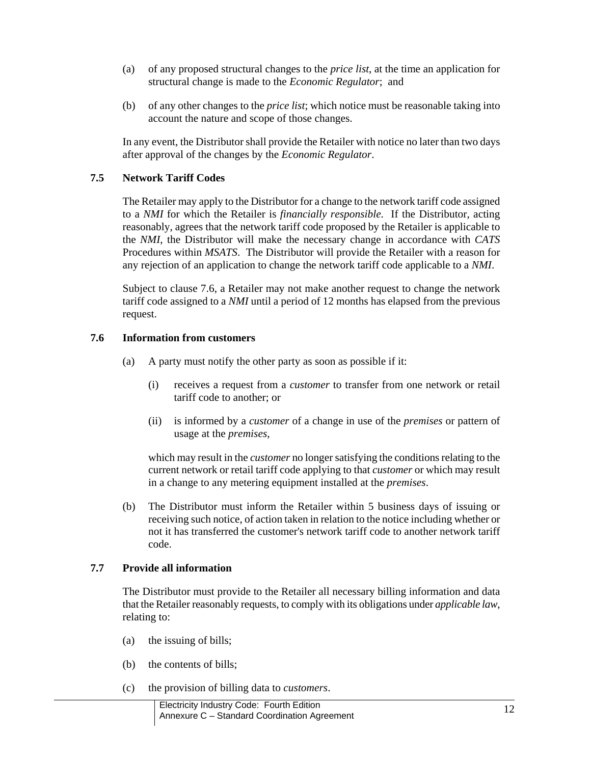(a) of any proposed structural changes to the *price list*, at the time an application for structural change is made to the *Economic Regulator*; and

(b) of any other changes to the *price list*; which notice must be reasonable taking into account the nature and scope of those changes.

In any event, the Distributor shall provide the Retailer with notice no later than two days after approval of the changes by the *Economic Regulator*.

### 7.5 Network Tariff Codes

The Retailer may apply to the Distributor for a change to the network tariff code assigned to a *NMI* for which the Retailer is *financially responsible*. If the Distributor, acting reasonably, agrees that the network tariff code proposed by the Retailer is applicable to the *NMI*, the Distributor will make the necessary change in accordance with *CATS* Procedures within *MSATS*. The Distributor will provide the Retailer with a reason for any rejection of an application to change the network tariff code applicable to a *NMI*.

Subject to clause 7.6, a Retailer may not make another request to change the network tariff code assigned to a *NMI* until a period of 12 months has elapsed from the previous request.

### 7.6 Information from customers

(a) A party must notify the other party as soon as possible if it:

  (i) receives a request from a *customer* to transfer from one network or retail tariff code to another; or

  (ii) is informed by a *customer* of a change in use of the *premises* or pattern of usage at the *premises*,

  which may result in the *customer* no longer satisfying the conditions relating to the current network or retail tariff code applying to that *customer* or which may result in a change to any metering equipment installed at the *premises*.

(b) The Distributor must inform the Retailer within 5 business days of issuing or receiving such notice, of action taken in relation to the notice including whether or not it has transferred the customer's network tariff code to another network tariff code.

### 7.7 Provide all information

The Distributor must provide to the Retailer all necessary billing information and data that the Retailer reasonably requests, to comply with its obligations under *applicable law*, relating to:

(a) the issuing of bills;

(b) the contents of bills;

(c) the provision of billing data to *customers*.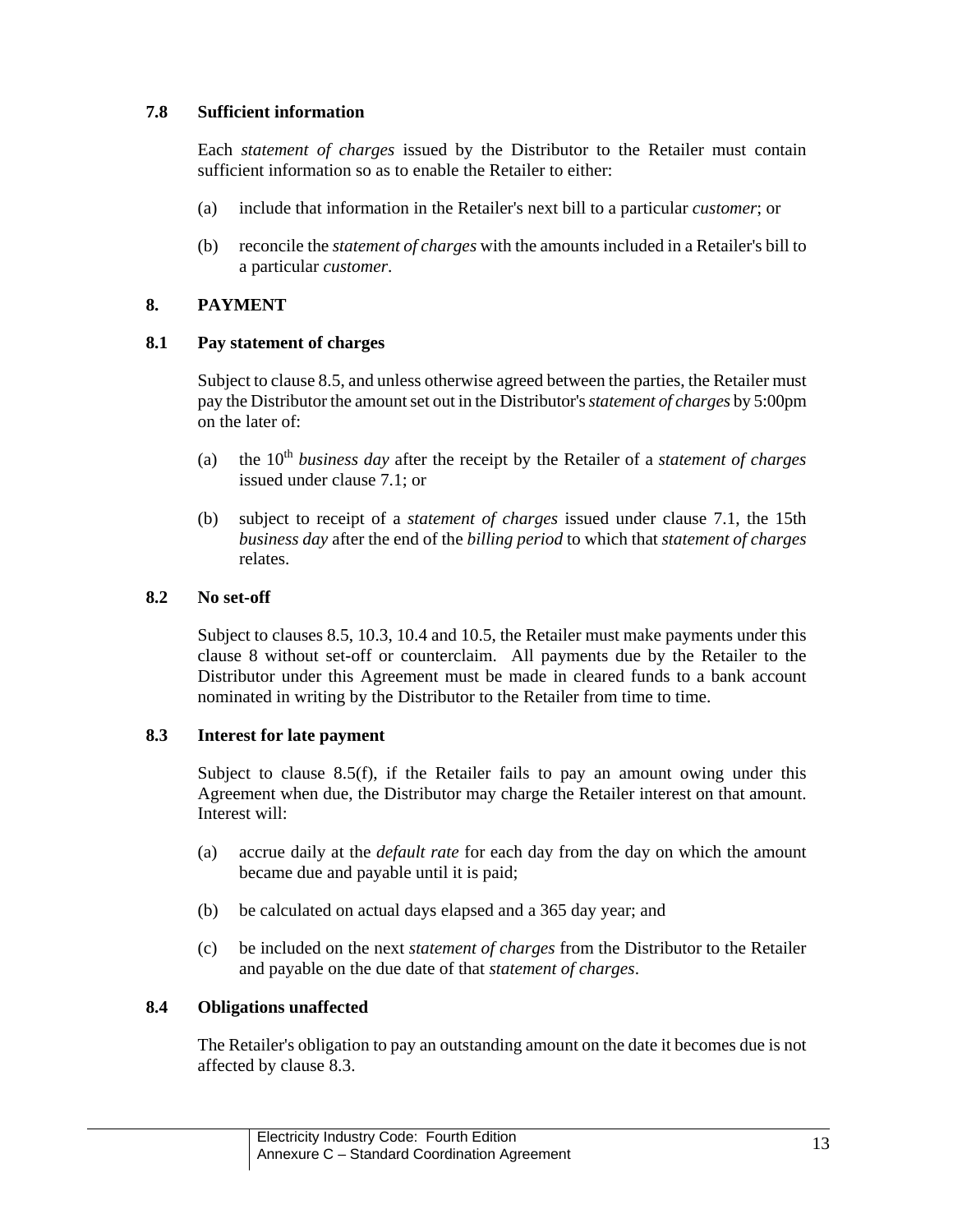### 7.8 Sufficient information

Each *statement of charges* issued by the Distributor to the Retailer must contain sufficient information so as to enable the Retailer to either:

(a) include that information in the Retailer's next bill to a particular *customer*; or

(b) reconcile the *statement of charges* with the amounts included in a Retailer's bill to a particular *customer*.

## 8. PAYMENT

### 8.1 Pay statement of charges

Subject to clause 8.5, and unless otherwise agreed between the parties, the Retailer must pay the Distributor the amount set out in the Distributor's *statement of charges* by 5:00pm on the later of:

(a) the 10th *business day* after the receipt by the Retailer of a *statement of charges* issued under clause 7.1; or

(b) subject to receipt of a *statement of charges* issued under clause 7.1, the 15th *business day* after the end of the *billing period* to which that *statement of charges* relates.

### 8.2 No set-off

Subject to clauses 8.5, 10.3, 10.4 and 10.5, the Retailer must make payments under this clause 8 without set-off or counterclaim. All payments due by the Retailer to the Distributor under this Agreement must be made in cleared funds to a bank account nominated in writing by the Distributor to the Retailer from time to time.

### 8.3 Interest for late payment

Subject to clause 8.5(f), if the Retailer fails to pay an amount owing under this Agreement when due, the Distributor may charge the Retailer interest on that amount. Interest will:

(a) accrue daily at the *default rate* for each day from the day on which the amount became due and payable until it is paid;

(b) be calculated on actual days elapsed and a 365 day year; and

(c) be included on the next *statement of charges* from the Distributor to the Retailer and payable on the due date of that *statement of charges*.

### 8.4 Obligations unaffected

The Retailer's obligation to pay an outstanding amount on the date it becomes due is not affected by clause 8.3.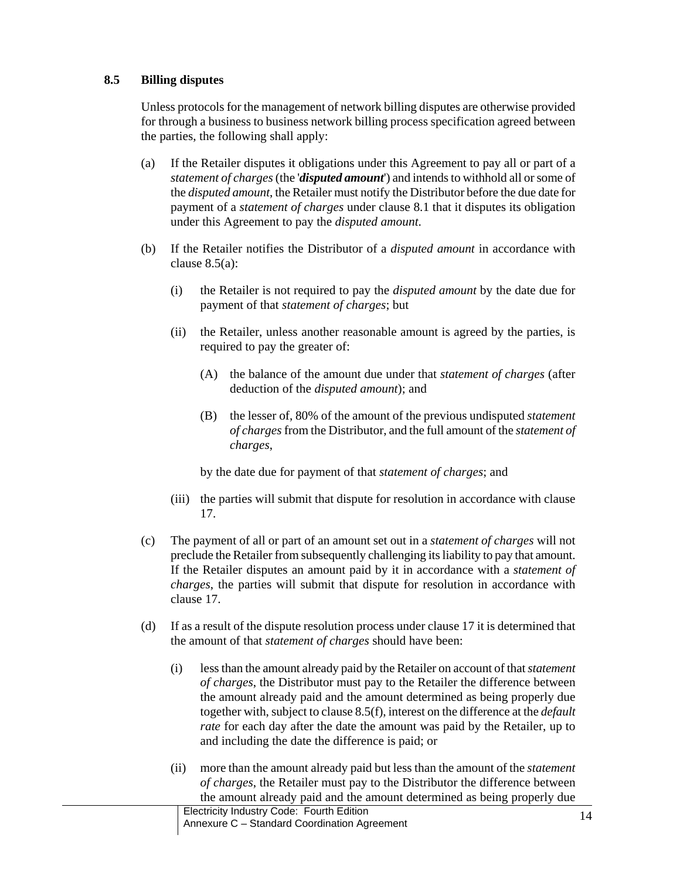### 8.5 Billing disputes

Unless protocols for the management of network billing disputes are otherwise provided for through a business to business network billing process specification agreed between the parties, the following shall apply:

(a) If the Retailer disputes it obligations under this Agreement to pay all or part of a *statement of charges* (the '***disputed amount***') and intends to withhold all or some of the *disputed amount*, the Retailer must notify the Distributor before the due date for payment of a *statement of charges* under clause 8.1 that it disputes its obligation under this Agreement to pay the *disputed amount*.

(b) If the Retailer notifies the Distributor of a *disputed amount* in accordance with clause 8.5(a):

(i) the Retailer is not required to pay the *disputed amount* by the date due for payment of that *statement of charges*; but

(ii) the Retailer, unless another reasonable amount is agreed by the parties, is required to pay the greater of:

(A) the balance of the amount due under that *statement of charges* (after deduction of the *disputed amount*); and

(B) the lesser of, 80% of the amount of the previous undisputed *statement of charges* from the Distributor, and the full amount of the *statement of charges*,

by the date due for payment of that *statement of charges*; and

(iii) the parties will submit that dispute for resolution in accordance with clause 17.

(c) The payment of all or part of an amount set out in a *statement of charges* will not preclude the Retailer from subsequently challenging its liability to pay that amount. If the Retailer disputes an amount paid by it in accordance with a *statement of charges*, the parties will submit that dispute for resolution in accordance with clause 17.

(d) If as a result of the dispute resolution process under clause 17 it is determined that the amount of that *statement of charges* should have been:

(i) less than the amount already paid by the Retailer on account of that *statement of charges*, the Distributor must pay to the Retailer the difference between the amount already paid and the amount determined as being properly due together with, subject to clause 8.5(f), interest on the difference at the *default rate* for each day after the date the amount was paid by the Retailer, up to and including the date the difference is paid; or

(ii) more than the amount already paid but less than the amount of the *statement of charges*, the Retailer must pay to the Distributor the difference between the amount already paid and the amount determined as being properly due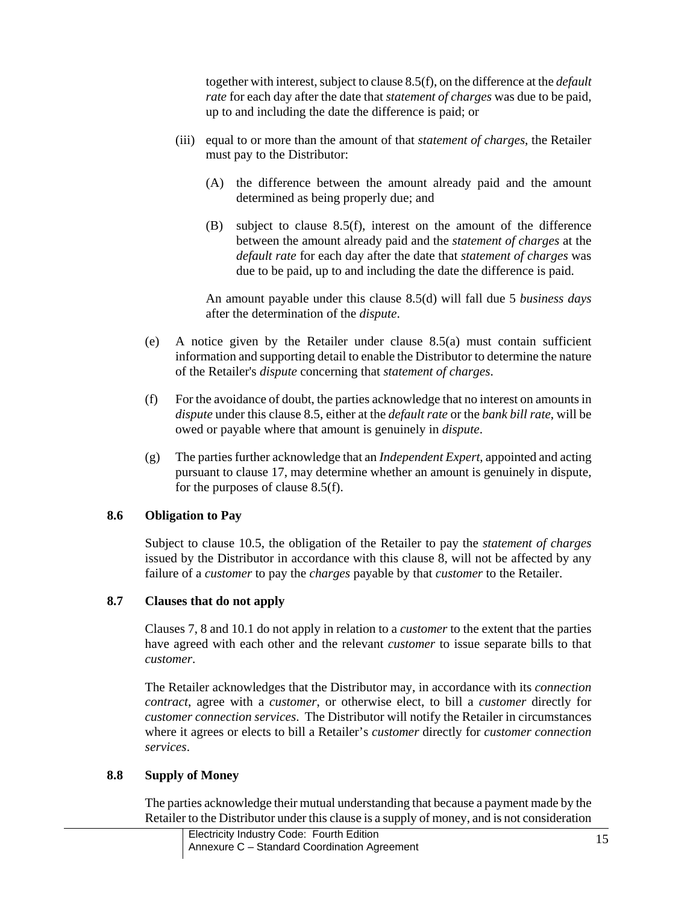together with interest, subject to clause 8.5(f), on the difference at the *default rate* for each day after the date that *statement of charges* was due to be paid, up to and including the date the difference is paid; or

(iii) equal to or more than the amount of that *statement of charges*, the Retailer must pay to the Distributor:

(A) the difference between the amount already paid and the amount determined as being properly due; and

(B) subject to clause 8.5(f), interest on the amount of the difference between the amount already paid and the *statement of charges* at the *default rate* for each day after the date that *statement of charges* was due to be paid, up to and including the date the difference is paid.

An amount payable under this clause 8.5(d) will fall due 5 *business days* after the determination of the *dispute*.

(e) A notice given by the Retailer under clause 8.5(a) must contain sufficient information and supporting detail to enable the Distributor to determine the nature of the Retailer's *dispute* concerning that *statement of charges*.

(f) For the avoidance of doubt, the parties acknowledge that no interest on amounts in *dispute* under this clause 8.5, either at the *default rate* or the *bank bill rate*, will be owed or payable where that amount is genuinely in *dispute*.

(g) The parties further acknowledge that an *Independent Expert*, appointed and acting pursuant to clause 17, may determine whether an amount is genuinely in dispute, for the purposes of clause 8.5(f).

### 8.6 Obligation to Pay

Subject to clause 10.5, the obligation of the Retailer to pay the *statement of charges* issued by the Distributor in accordance with this clause 8, will not be affected by any failure of a *customer* to pay the *charges* payable by that *customer* to the Retailer.

### 8.7 Clauses that do not apply

Clauses 7, 8 and 10.1 do not apply in relation to a *customer* to the extent that the parties have agreed with each other and the relevant *customer* to issue separate bills to that *customer*.

The Retailer acknowledges that the Distributor may, in accordance with its *connection contract*, agree with a *customer*, or otherwise elect, to bill a *customer* directly for *customer connection services*. The Distributor will notify the Retailer in circumstances where it agrees or elects to bill a Retailer's *customer* directly for *customer connection services*.

### 8.8 Supply of Money

The parties acknowledge their mutual understanding that because a payment made by the Retailer to the Distributor under this clause is a supply of money, and is not consideration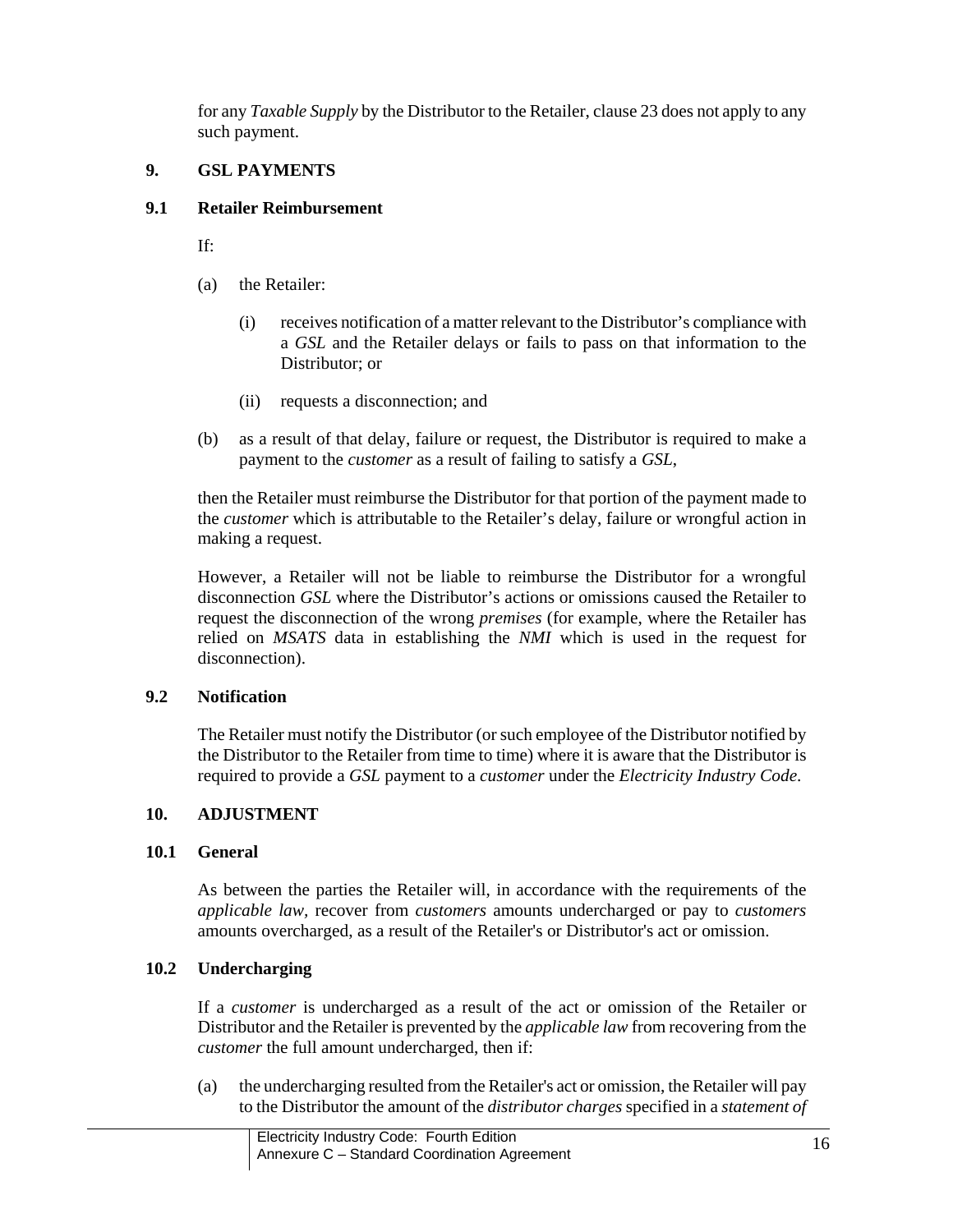for any *Taxable Supply* by the Distributor to the Retailer, clause 23 does not apply to any such payment.

## 9. GSL PAYMENTS

### 9.1 Retailer Reimbursement

If:

(a) the Retailer:

  (i) receives notification of a matter relevant to the Distributor's compliance with a *GSL* and the Retailer delays or fails to pass on that information to the Distributor; or

  (ii) requests a disconnection; and

(b) as a result of that delay, failure or request, the Distributor is required to make a payment to the *customer* as a result of failing to satisfy a *GSL*,

then the Retailer must reimburse the Distributor for that portion of the payment made to the *customer* which is attributable to the Retailer's delay, failure or wrongful action in making a request.

However, a Retailer will not be liable to reimburse the Distributor for a wrongful disconnection *GSL* where the Distributor's actions or omissions caused the Retailer to request the disconnection of the wrong *premises* (for example, where the Retailer has relied on *MSATS* data in establishing the *NMI* which is used in the request for disconnection).

### 9.2 Notification

The Retailer must notify the Distributor (or such employee of the Distributor notified by the Distributor to the Retailer from time to time) where it is aware that the Distributor is required to provide a *GSL* payment to a *customer* under the *Electricity Industry Code*.

## 10. ADJUSTMENT

### 10.1 General

As between the parties the Retailer will, in accordance with the requirements of the *applicable law*, recover from *customers* amounts undercharged or pay to *customers* amounts overcharged, as a result of the Retailer's or Distributor's act or omission.

### 10.2 Undercharging

If a *customer* is undercharged as a result of the act or omission of the Retailer or Distributor and the Retailer is prevented by the *applicable law* from recovering from the *customer* the full amount undercharged, then if:

(a) the undercharging resulted from the Retailer's act or omission, the Retailer will pay to the Distributor the amount of the *distributor charges* specified in a *statement of*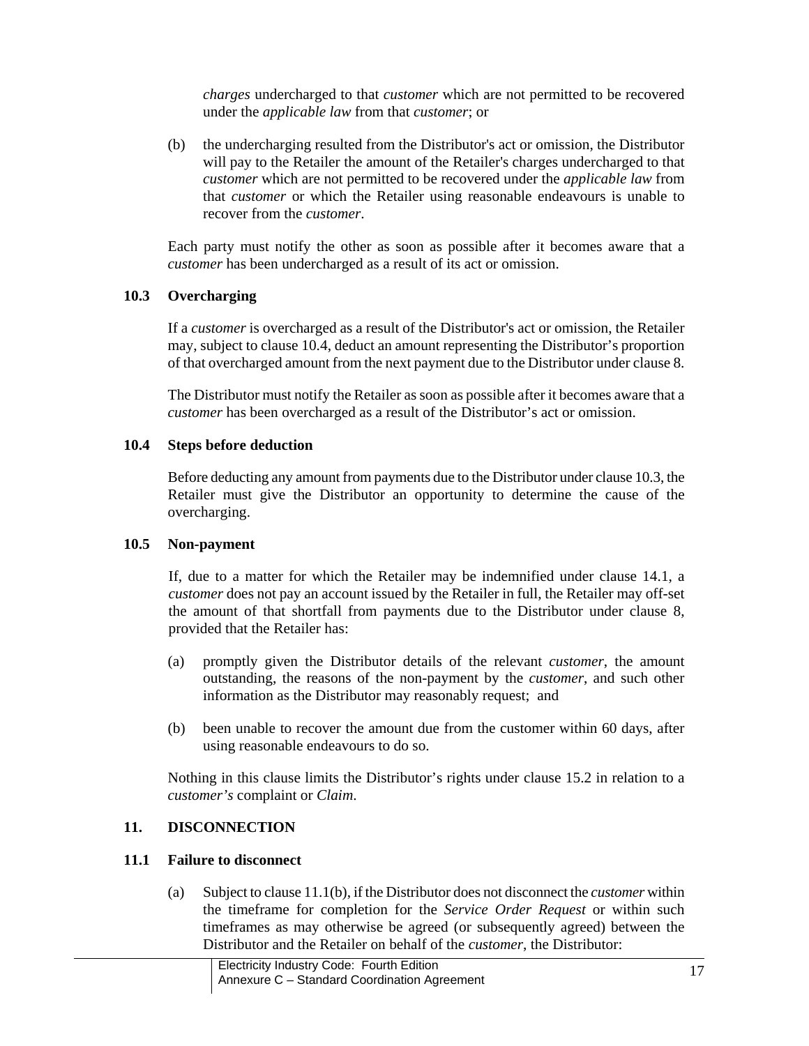*charges* undercharged to that *customer* which are not permitted to be recovered under the *applicable law* from that *customer*; or

(b) the undercharging resulted from the Distributor's act or omission, the Distributor will pay to the Retailer the amount of the Retailer's charges undercharged to that *customer* which are not permitted to be recovered under the *applicable law* from that *customer* or which the Retailer using reasonable endeavours is unable to recover from the *customer*.

Each party must notify the other as soon as possible after it becomes aware that a *customer* has been undercharged as a result of its act or omission.

### 10.3 Overcharging

If a *customer* is overcharged as a result of the Distributor's act or omission, the Retailer may, subject to clause 10.4, deduct an amount representing the Distributor's proportion of that overcharged amount from the next payment due to the Distributor under clause 8.

The Distributor must notify the Retailer as soon as possible after it becomes aware that a *customer* has been overcharged as a result of the Distributor's act or omission.

### 10.4 Steps before deduction

Before deducting any amount from payments due to the Distributor under clause 10.3, the Retailer must give the Distributor an opportunity to determine the cause of the overcharging.

### 10.5 Non-payment

If, due to a matter for which the Retailer may be indemnified under clause 14.1, a *customer* does not pay an account issued by the Retailer in full, the Retailer may off-set the amount of that shortfall from payments due to the Distributor under clause 8, provided that the Retailer has:

(a) promptly given the Distributor details of the relevant *customer*, the amount outstanding, the reasons of the non-payment by the *customer*, and such other information as the Distributor may reasonably request; and

(b) been unable to recover the amount due from the customer within 60 days, after using reasonable endeavours to do so.

Nothing in this clause limits the Distributor's rights under clause 15.2 in relation to a *customer's* complaint or *Claim*.

## 11. DISCONNECTION

### 11.1 Failure to disconnect

(a) Subject to clause 11.1(b), if the Distributor does not disconnect the *customer* within the timeframe for completion for the *Service Order Request* or within such timeframes as may otherwise be agreed (or subsequently agreed) between the Distributor and the Retailer on behalf of the *customer*, the Distributor: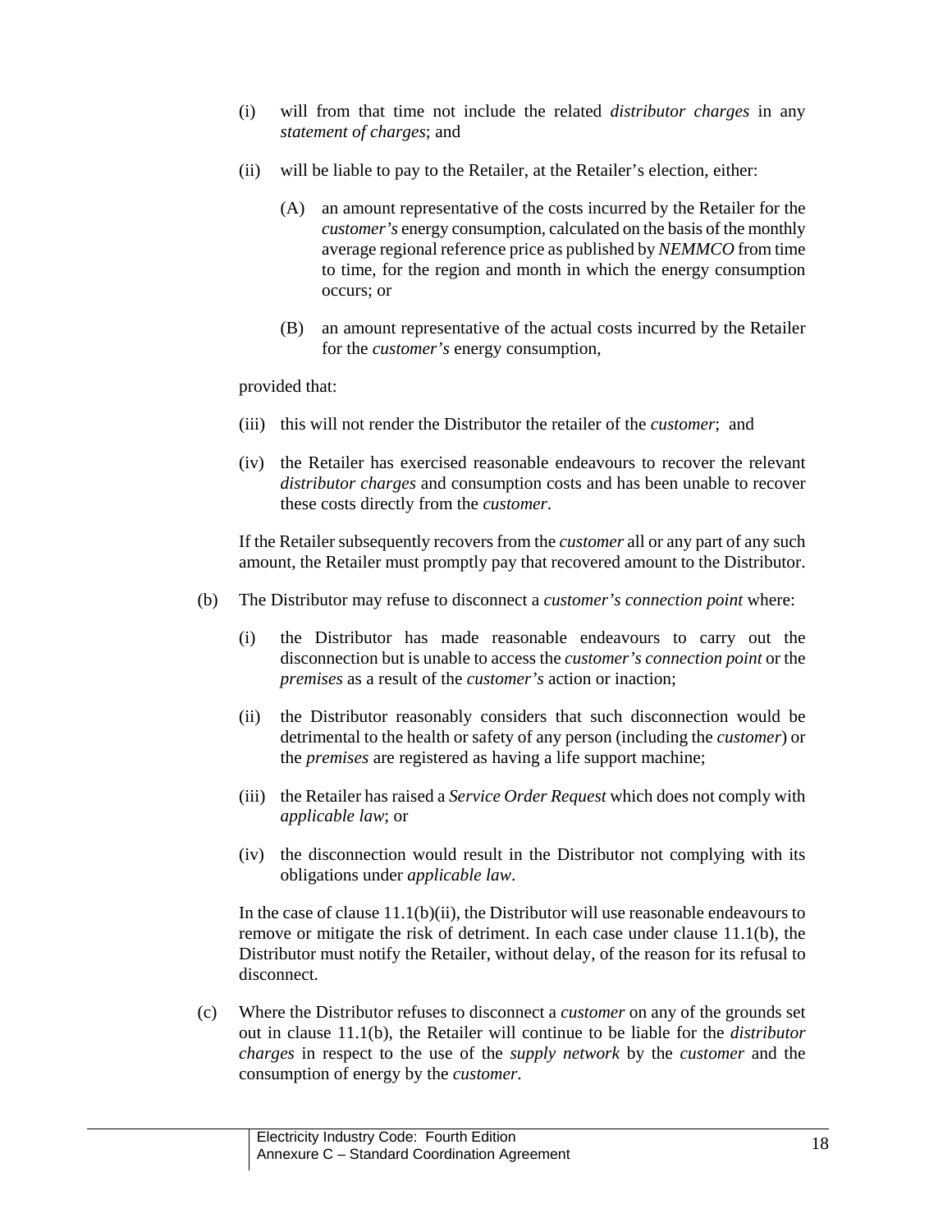(i) will from that time not include the related *distributor charges* in any *statement of charges*; and

(ii) will be liable to pay to the Retailer, at the Retailer's election, either:

(A) an amount representative of the costs incurred by the Retailer for the *customer's* energy consumption, calculated on the basis of the monthly average regional reference price as published by *NEMMCO* from time to time, for the region and month in which the energy consumption occurs; or

(B) an amount representative of the actual costs incurred by the Retailer for the *customer's* energy consumption,

provided that:

(iii) this will not render the Distributor the retailer of the *customer*; and

(iv) the Retailer has exercised reasonable endeavours to recover the relevant *distributor charges* and consumption costs and has been unable to recover these costs directly from the *customer*.

If the Retailer subsequently recovers from the *customer* all or any part of any such amount, the Retailer must promptly pay that recovered amount to the Distributor.

(b) The Distributor may refuse to disconnect a *customer's connection point* where:

(i) the Distributor has made reasonable endeavours to carry out the disconnection but is unable to access the *customer's connection point* or the *premises* as a result of the *customer's* action or inaction;

(ii) the Distributor reasonably considers that such disconnection would be detrimental to the health or safety of any person (including the *customer*) or the *premises* are registered as having a life support machine;

(iii) the Retailer has raised a *Service Order Request* which does not comply with *applicable law*; or

(iv) the disconnection would result in the Distributor not complying with its obligations under *applicable law*.

In the case of clause 11.1(b)(ii), the Distributor will use reasonable endeavours to remove or mitigate the risk of detriment. In each case under clause 11.1(b), the Distributor must notify the Retailer, without delay, of the reason for its refusal to disconnect.

(c) Where the Distributor refuses to disconnect a *customer* on any of the grounds set out in clause 11.1(b), the Retailer will continue to be liable for the *distributor charges* in respect to the use of the *supply network* by the *customer* and the consumption of energy by the *customer*.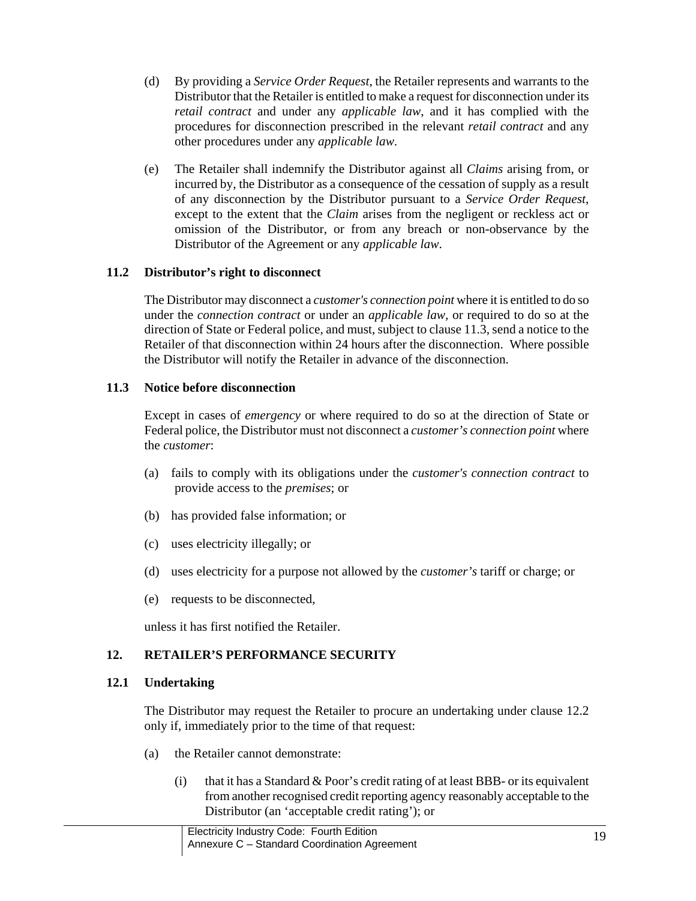(d) By providing a *Service Order Request*, the Retailer represents and warrants to the Distributor that the Retailer is entitled to make a request for disconnection under its *retail contract* and under any *applicable law*, and it has complied with the procedures for disconnection prescribed in the relevant *retail contract* and any other procedures under any *applicable law*.

(e) The Retailer shall indemnify the Distributor against all *Claims* arising from, or incurred by, the Distributor as a consequence of the cessation of supply as a result of any disconnection by the Distributor pursuant to a *Service Order Request*, except to the extent that the *Claim* arises from the negligent or reckless act or omission of the Distributor, or from any breach or non-observance by the Distributor of the Agreement or any *applicable law*.

### 11.2 Distributor's right to disconnect

The Distributor may disconnect a *customer's connection point* where it is entitled to do so under the *connection contract* or under an *applicable law*, or required to do so at the direction of State or Federal police, and must, subject to clause 11.3, send a notice to the Retailer of that disconnection within 24 hours after the disconnection. Where possible the Distributor will notify the Retailer in advance of the disconnection.

### 11.3 Notice before disconnection

Except in cases of *emergency* or where required to do so at the direction of State or Federal police, the Distributor must not disconnect a *customer's connection point* where the *customer*:

(a) fails to comply with its obligations under the *customer's connection contract* to provide access to the *premises*; or

(b) has provided false information; or

(c) uses electricity illegally; or

(d) uses electricity for a purpose not allowed by the *customer's* tariff or charge; or

(e) requests to be disconnected,

unless it has first notified the Retailer.

## 12. RETAILER'S PERFORMANCE SECURITY

### 12.1 Undertaking

The Distributor may request the Retailer to procure an undertaking under clause 12.2 only if, immediately prior to the time of that request:

(a) the Retailer cannot demonstrate:

(i) that it has a Standard & Poor's credit rating of at least BBB- or its equivalent from another recognised credit reporting agency reasonably acceptable to the Distributor (an 'acceptable credit rating'); or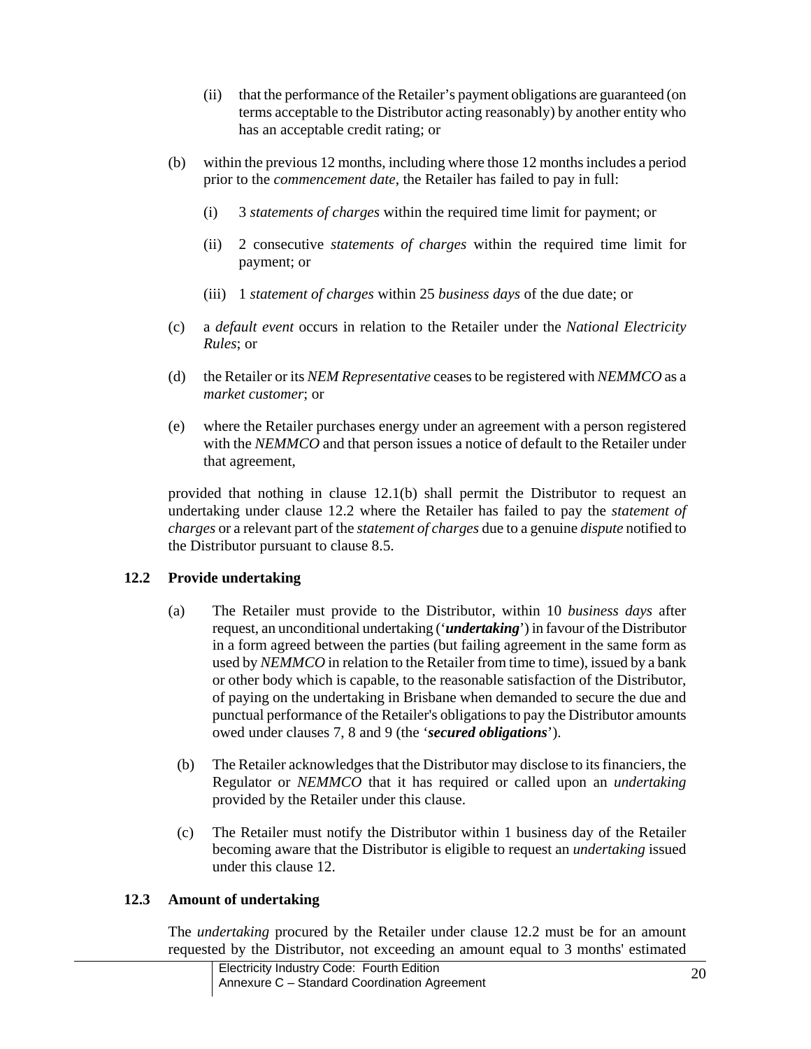(ii) that the performance of the Retailer's payment obligations are guaranteed (on terms acceptable to the Distributor acting reasonably) by another entity who has an acceptable credit rating; or

(b) within the previous 12 months, including where those 12 months includes a period prior to the *commencement date*, the Retailer has failed to pay in full:

(i) 3 *statements of charges* within the required time limit for payment; or

(ii) 2 consecutive *statements of charges* within the required time limit for payment; or

(iii) 1 *statement of charges* within 25 *business days* of the due date; or

(c) a *default event* occurs in relation to the Retailer under the *National Electricity Rules*; or

(d) the Retailer or its *NEM Representative* ceases to be registered with *NEMMCO* as a *market customer*; or

(e) where the Retailer purchases energy under an agreement with a person registered with the *NEMMCO* and that person issues a notice of default to the Retailer under that agreement,

provided that nothing in clause 12.1(b) shall permit the Distributor to request an undertaking under clause 12.2 where the Retailer has failed to pay the *statement of charges* or a relevant part of the *statement of charges* due to a genuine *dispute* notified to the Distributor pursuant to clause 8.5.

### 12.2 Provide undertaking

(a) The Retailer must provide to the Distributor, within 10 *business days* after request, an unconditional undertaking ('***undertaking***') in favour of the Distributor in a form agreed between the parties (but failing agreement in the same form as used by *NEMMCO* in relation to the Retailer from time to time), issued by a bank or other body which is capable, to the reasonable satisfaction of the Distributor, of paying on the undertaking in Brisbane when demanded to secure the due and punctual performance of the Retailer's obligations to pay the Distributor amounts owed under clauses 7, 8 and 9 (the '***secured obligations***').

(b) The Retailer acknowledges that the Distributor may disclose to its financiers, the Regulator or *NEMMCO* that it has required or called upon an *undertaking* provided by the Retailer under this clause.

(c) The Retailer must notify the Distributor within 1 business day of the Retailer becoming aware that the Distributor is eligible to request an *undertaking* issued under this clause 12.

### 12.3 Amount of undertaking

The *undertaking* procured by the Retailer under clause 12.2 must be for an amount requested by the Distributor, not exceeding an amount equal to 3 months' estimated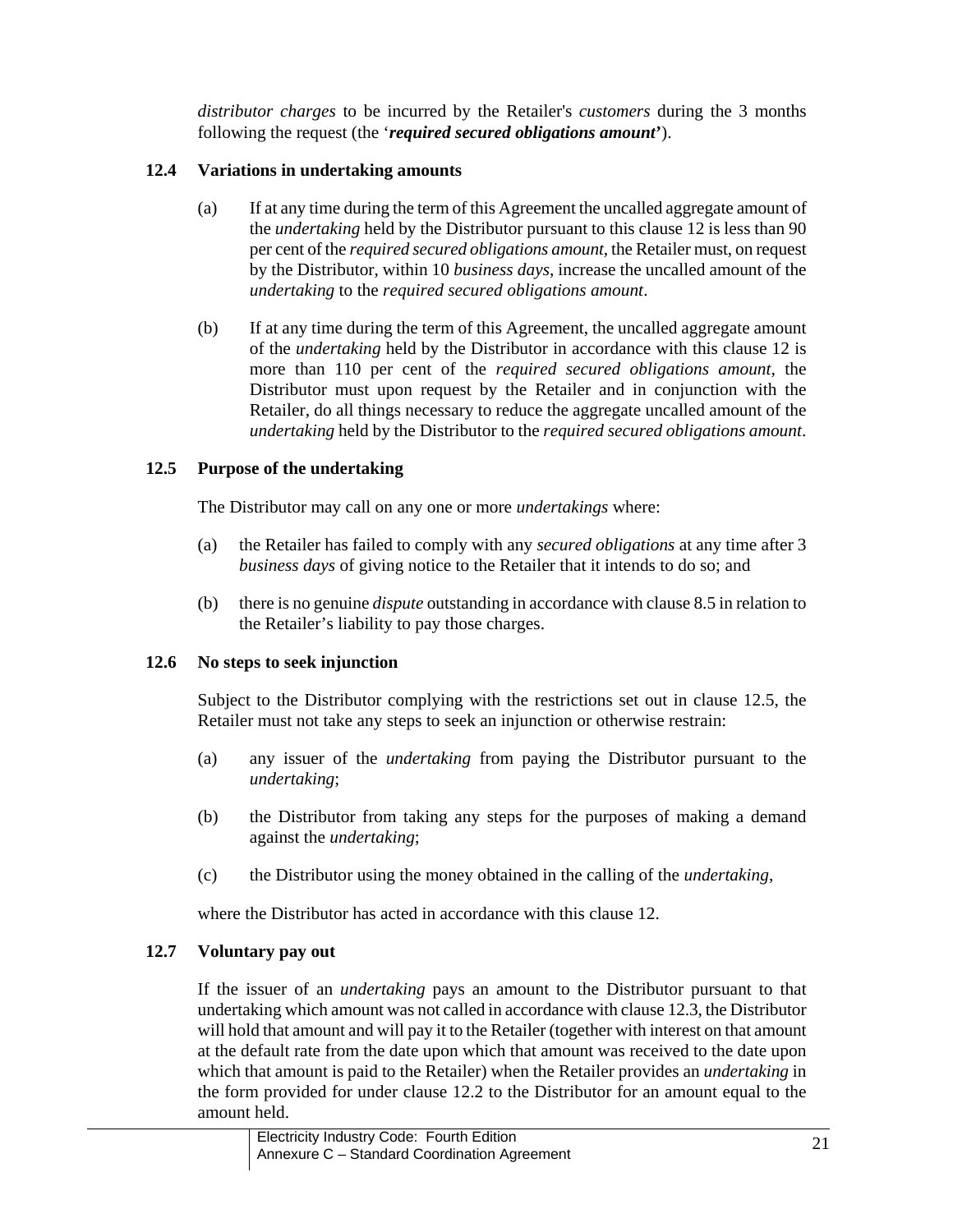*distributor charges* to be incurred by the Retailer's *customers* during the 3 months following the request (the '***required secured obligations amount***').

### 12.4 Variations in undertaking amounts

(a) If at any time during the term of this Agreement the uncalled aggregate amount of the *undertaking* held by the Distributor pursuant to this clause 12 is less than 90 per cent of the *required secured obligations amount*, the Retailer must, on request by the Distributor, within 10 *business days*, increase the uncalled amount of the *undertaking* to the *required secured obligations amount*.

(b) If at any time during the term of this Agreement, the uncalled aggregate amount of the *undertaking* held by the Distributor in accordance with this clause 12 is more than 110 per cent of the *required secured obligations amount*, the Distributor must upon request by the Retailer and in conjunction with the Retailer, do all things necessary to reduce the aggregate uncalled amount of the *undertaking* held by the Distributor to the *required secured obligations amount*.

### 12.5 Purpose of the undertaking

The Distributor may call on any one or more *undertakings* where:

(a) the Retailer has failed to comply with any *secured obligations* at any time after 3 *business days* of giving notice to the Retailer that it intends to do so; and

(b) there is no genuine *dispute* outstanding in accordance with clause 8.5 in relation to the Retailer's liability to pay those charges.

### 12.6 No steps to seek injunction

Subject to the Distributor complying with the restrictions set out in clause 12.5, the Retailer must not take any steps to seek an injunction or otherwise restrain:

(a) any issuer of the *undertaking* from paying the Distributor pursuant to the *undertaking*;

(b) the Distributor from taking any steps for the purposes of making a demand against the *undertaking*;

(c) the Distributor using the money obtained in the calling of the *undertaking*,

where the Distributor has acted in accordance with this clause 12.

### 12.7 Voluntary pay out

If the issuer of an *undertaking* pays an amount to the Distributor pursuant to that undertaking which amount was not called in accordance with clause 12.3, the Distributor will hold that amount and will pay it to the Retailer (together with interest on that amount at the default rate from the date upon which that amount was received to the date upon which that amount is paid to the Retailer) when the Retailer provides an *undertaking* in the form provided for under clause 12.2 to the Distributor for an amount equal to the amount held.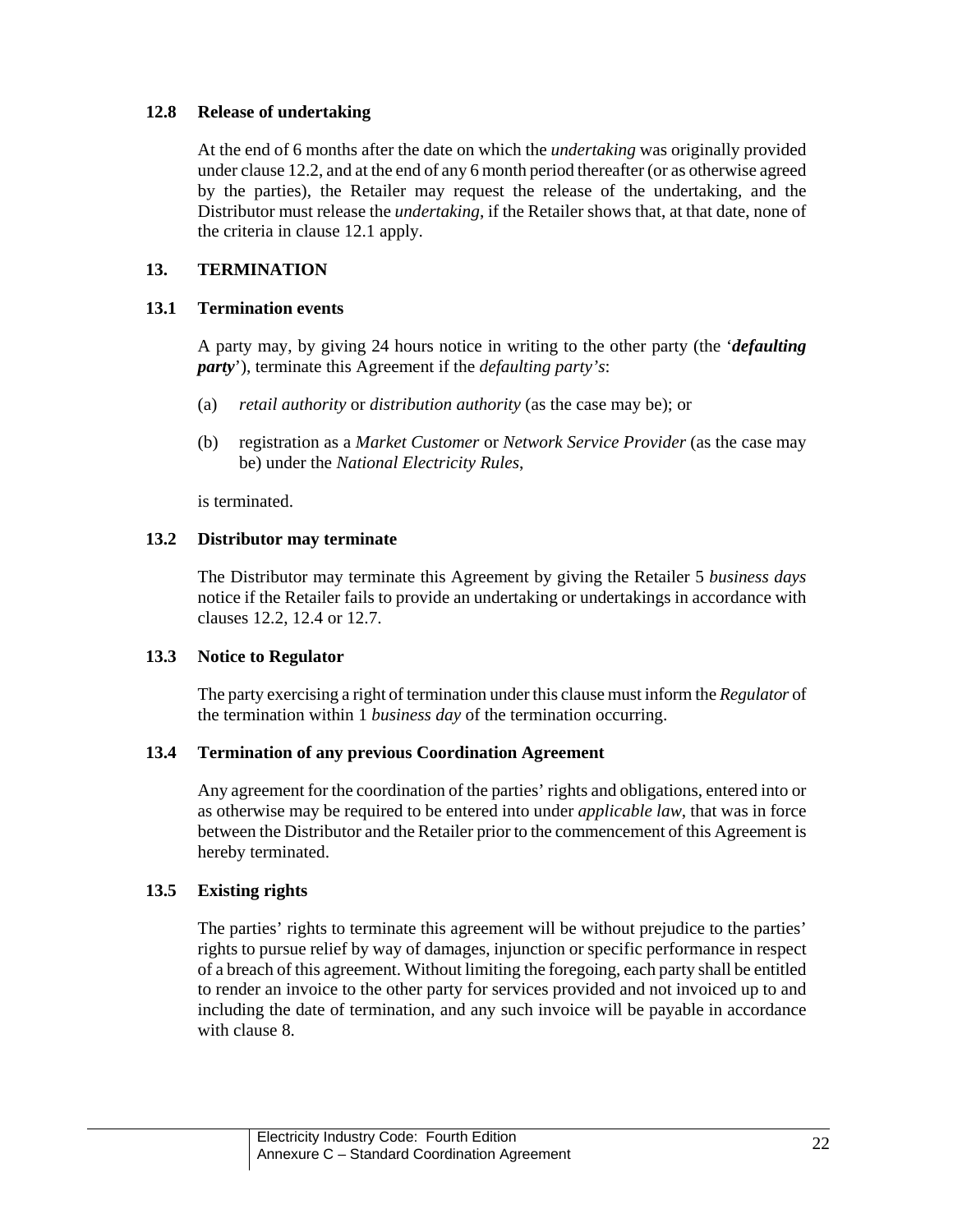### 12.8 Release of undertaking

At the end of 6 months after the date on which the *undertaking* was originally provided under clause 12.2, and at the end of any 6 month period thereafter (or as otherwise agreed by the parties), the Retailer may request the release of the undertaking, and the Distributor must release the *undertaking*, if the Retailer shows that, at that date, none of the criteria in clause 12.1 apply.

## 13. TERMINATION

### 13.1 Termination events

A party may, by giving 24 hours notice in writing to the other party (the '***defaulting party***'), terminate this Agreement if the *defaulting party's*:

(a) *retail authority* or *distribution authority* (as the case may be); or

(b) registration as a *Market Customer* or *Network Service Provider* (as the case may be) under the *National Electricity Rules*,

is terminated.

### 13.2 Distributor may terminate

The Distributor may terminate this Agreement by giving the Retailer 5 *business days* notice if the Retailer fails to provide an undertaking or undertakings in accordance with clauses 12.2, 12.4 or 12.7.

### 13.3 Notice to Regulator

The party exercising a right of termination under this clause must inform the *Regulator* of the termination within 1 *business day* of the termination occurring.

### 13.4 Termination of any previous Coordination Agreement

Any agreement for the coordination of the parties' rights and obligations, entered into or as otherwise may be required to be entered into under *applicable law*, that was in force between the Distributor and the Retailer prior to the commencement of this Agreement is hereby terminated.

### 13.5 Existing rights

The parties' rights to terminate this agreement will be without prejudice to the parties' rights to pursue relief by way of damages, injunction or specific performance in respect of a breach of this agreement. Without limiting the foregoing, each party shall be entitled to render an invoice to the other party for services provided and not invoiced up to and including the date of termination, and any such invoice will be payable in accordance with clause 8.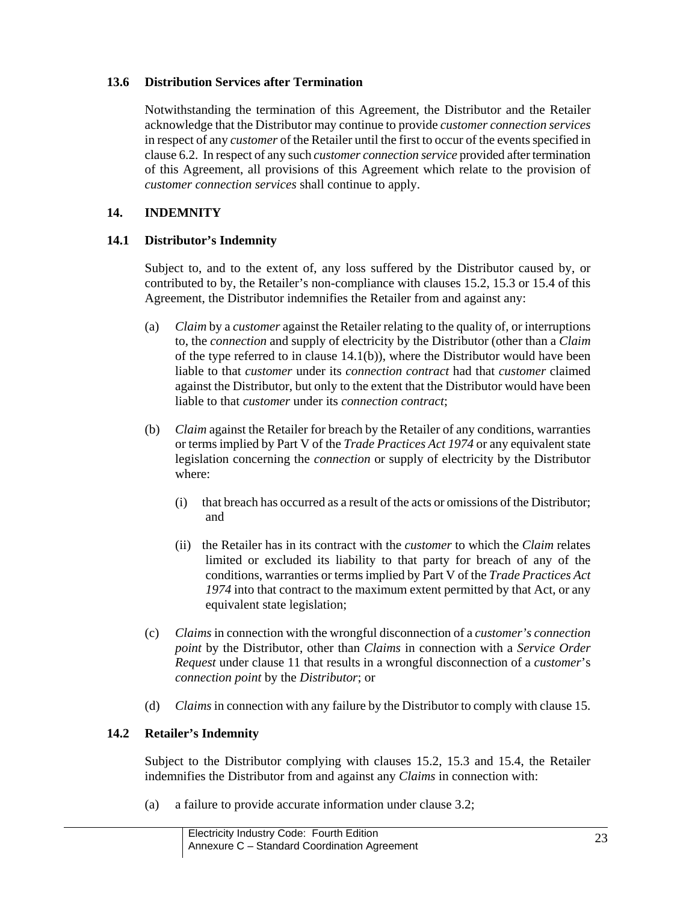### 13.6 Distribution Services after Termination

Notwithstanding the termination of this Agreement, the Distributor and the Retailer acknowledge that the Distributor may continue to provide *customer connection services* in respect of any *customer* of the Retailer until the first to occur of the events specified in clause 6.2. In respect of any such *customer connection service* provided after termination of this Agreement, all provisions of this Agreement which relate to the provision of *customer connection services* shall continue to apply.

## 14. INDEMNITY

### 14.1 Distributor's Indemnity

Subject to, and to the extent of, any loss suffered by the Distributor caused by, or contributed to by, the Retailer's non-compliance with clauses 15.2, 15.3 or 15.4 of this Agreement, the Distributor indemnifies the Retailer from and against any:

(a) *Claim* by a *customer* against the Retailer relating to the quality of, or interruptions to, the *connection* and supply of electricity by the Distributor (other than a *Claim* of the type referred to in clause 14.1(b)), where the Distributor would have been liable to that *customer* under its *connection contract* had that *customer* claimed against the Distributor, but only to the extent that the Distributor would have been liable to that *customer* under its *connection contract*;

(b) *Claim* against the Retailer for breach by the Retailer of any conditions, warranties or terms implied by Part V of the *Trade Practices Act 1974* or any equivalent state legislation concerning the *connection* or supply of electricity by the Distributor where:

  (i) that breach has occurred as a result of the acts or omissions of the Distributor; and

  (ii) the Retailer has in its contract with the *customer* to which the *Claim* relates limited or excluded its liability to that party for breach of any of the conditions, warranties or terms implied by Part V of the *Trade Practices Act 1974* into that contract to the maximum extent permitted by that Act, or any equivalent state legislation;

(c) *Claims* in connection with the wrongful disconnection of a *customer's connection point* by the Distributor, other than *Claims* in connection with a *Service Order Request* under clause 11 that results in a wrongful disconnection of a *customer*'s *connection point* by the *Distributor*; or

(d) *Claims* in connection with any failure by the Distributor to comply with clause 15.

### 14.2 Retailer's Indemnity

Subject to the Distributor complying with clauses 15.2, 15.3 and 15.4, the Retailer indemnifies the Distributor from and against any *Claims* in connection with:

(a) a failure to provide accurate information under clause 3.2;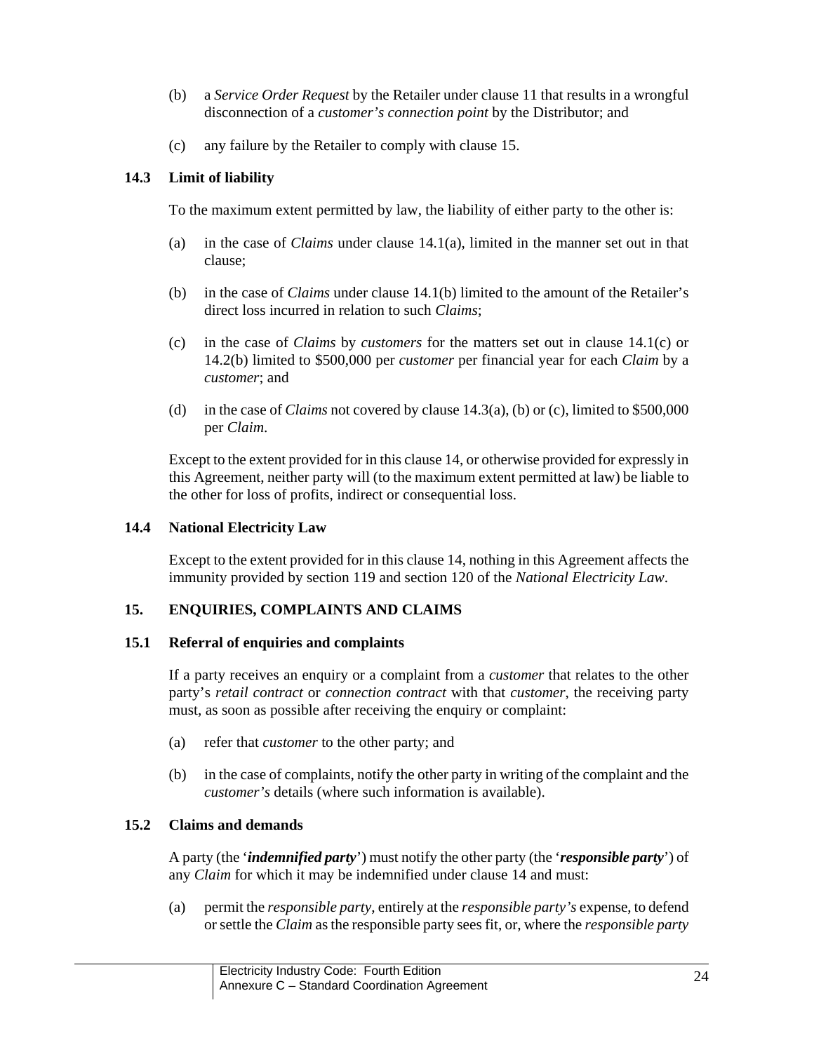(b) a *Service Order Request* by the Retailer under clause 11 that results in a wrongful disconnection of a *customer's connection point* by the Distributor; and

(c) any failure by the Retailer to comply with clause 15.

### 14.3 Limit of liability

To the maximum extent permitted by law, the liability of either party to the other is:

(a) in the case of *Claims* under clause 14.1(a), limited in the manner set out in that clause;

(b) in the case of *Claims* under clause 14.1(b) limited to the amount of the Retailer's direct loss incurred in relation to such *Claims*;

(c) in the case of *Claims* by *customers* for the matters set out in clause 14.1(c) or 14.2(b) limited to $500,000 per *customer* per financial year for each *Claim* by a *customer*; and

(d) in the case of *Claims* not covered by clause 14.3(a), (b) or (c), limited to $500,000 per *Claim*.

Except to the extent provided for in this clause 14, or otherwise provided for expressly in this Agreement, neither party will (to the maximum extent permitted at law) be liable to the other for loss of profits, indirect or consequential loss.

### 14.4 National Electricity Law

Except to the extent provided for in this clause 14, nothing in this Agreement affects the immunity provided by section 119 and section 120 of the *National Electricity Law*.

## 15. ENQUIRIES, COMPLAINTS AND CLAIMS

### 15.1 Referral of enquiries and complaints

If a party receives an enquiry or a complaint from a *customer* that relates to the other party's *retail contract* or *connection contract* with that *customer*, the receiving party must, as soon as possible after receiving the enquiry or complaint:

(a) refer that *customer* to the other party; and

(b) in the case of complaints, notify the other party in writing of the complaint and the *customer's* details (where such information is available).

### 15.2 Claims and demands

A party (the '***indemnified party***') must notify the other party (the '***responsible party***') of any *Claim* for which it may be indemnified under clause 14 and must:

(a) permit the *responsible party*, entirely at the *responsible party's* expense, to defend or settle the *Claim* as the responsible party sees fit, or, where the *responsible party*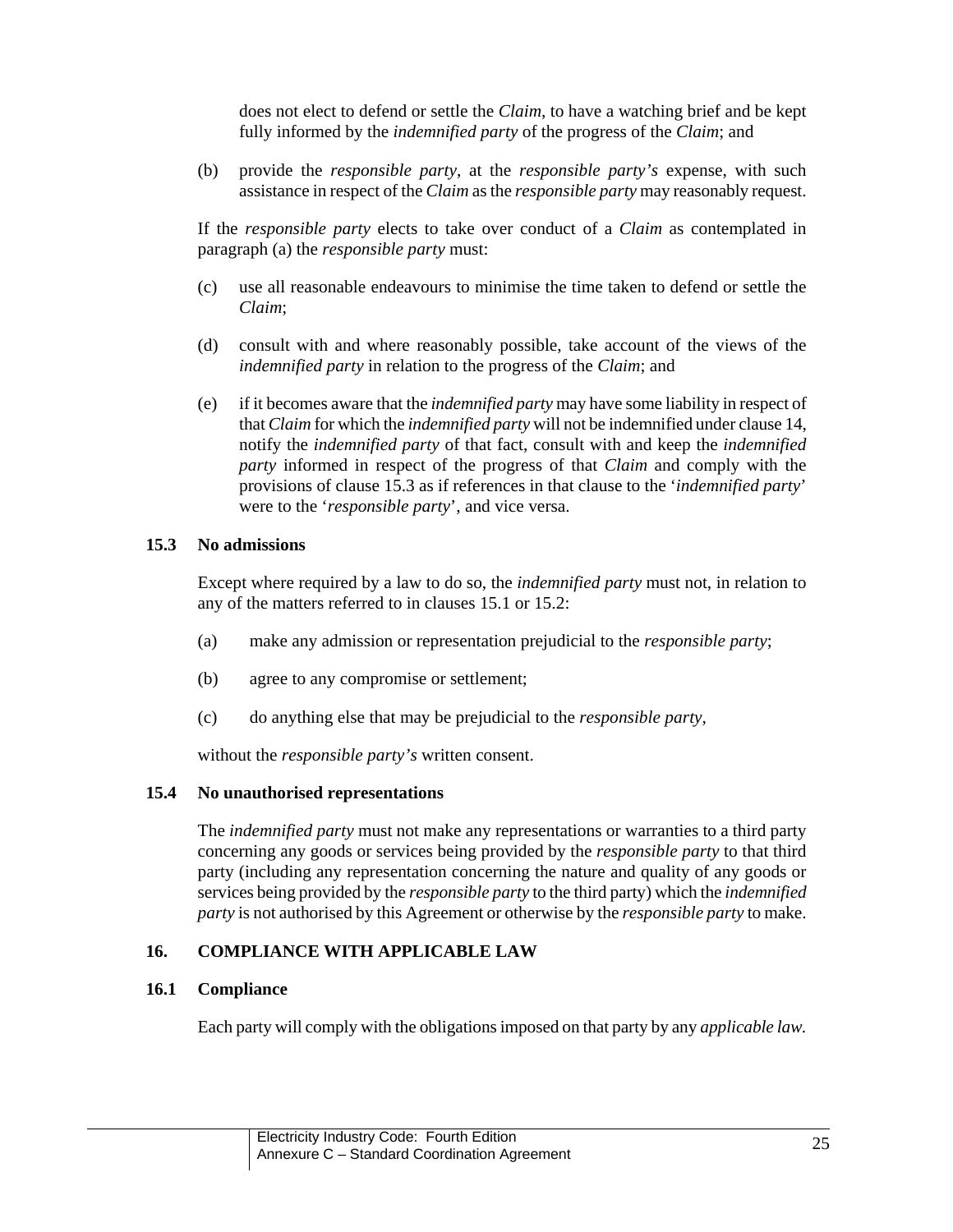does not elect to defend or settle the *Claim*, to have a watching brief and be kept fully informed by the *indemnified party* of the progress of the *Claim*; and

(b) provide the *responsible party*, at the *responsible party's* expense, with such assistance in respect of the *Claim* as the *responsible party* may reasonably request.

If the *responsible party* elects to take over conduct of a *Claim* as contemplated in paragraph (a) the *responsible party* must:

(c) use all reasonable endeavours to minimise the time taken to defend or settle the *Claim*;

(d) consult with and where reasonably possible, take account of the views of the *indemnified party* in relation to the progress of the *Claim*; and

(e) if it becomes aware that the *indemnified party* may have some liability in respect of that *Claim* for which the *indemnified party* will not be indemnified under clause 14, notify the *indemnified party* of that fact, consult with and keep the *indemnified party* informed in respect of the progress of that *Claim* and comply with the provisions of clause 15.3 as if references in that clause to the '*indemnified party*' were to the '*responsible party*', and vice versa.

### 15.3 No admissions

Except where required by a law to do so, the *indemnified party* must not, in relation to any of the matters referred to in clauses 15.1 or 15.2:

(a) make any admission or representation prejudicial to the *responsible party*;

(b) agree to any compromise or settlement;

(c) do anything else that may be prejudicial to the *responsible party*,

without the *responsible party's* written consent.

### 15.4 No unauthorised representations

The *indemnified party* must not make any representations or warranties to a third party concerning any goods or services being provided by the *responsible party* to that third party (including any representation concerning the nature and quality of any goods or services being provided by the *responsible party* to the third party) which the *indemnified party* is not authorised by this Agreement or otherwise by the *responsible party* to make.

## 16. COMPLIANCE WITH APPLICABLE LAW

### 16.1 Compliance

Each party will comply with the obligations imposed on that party by any *applicable law.*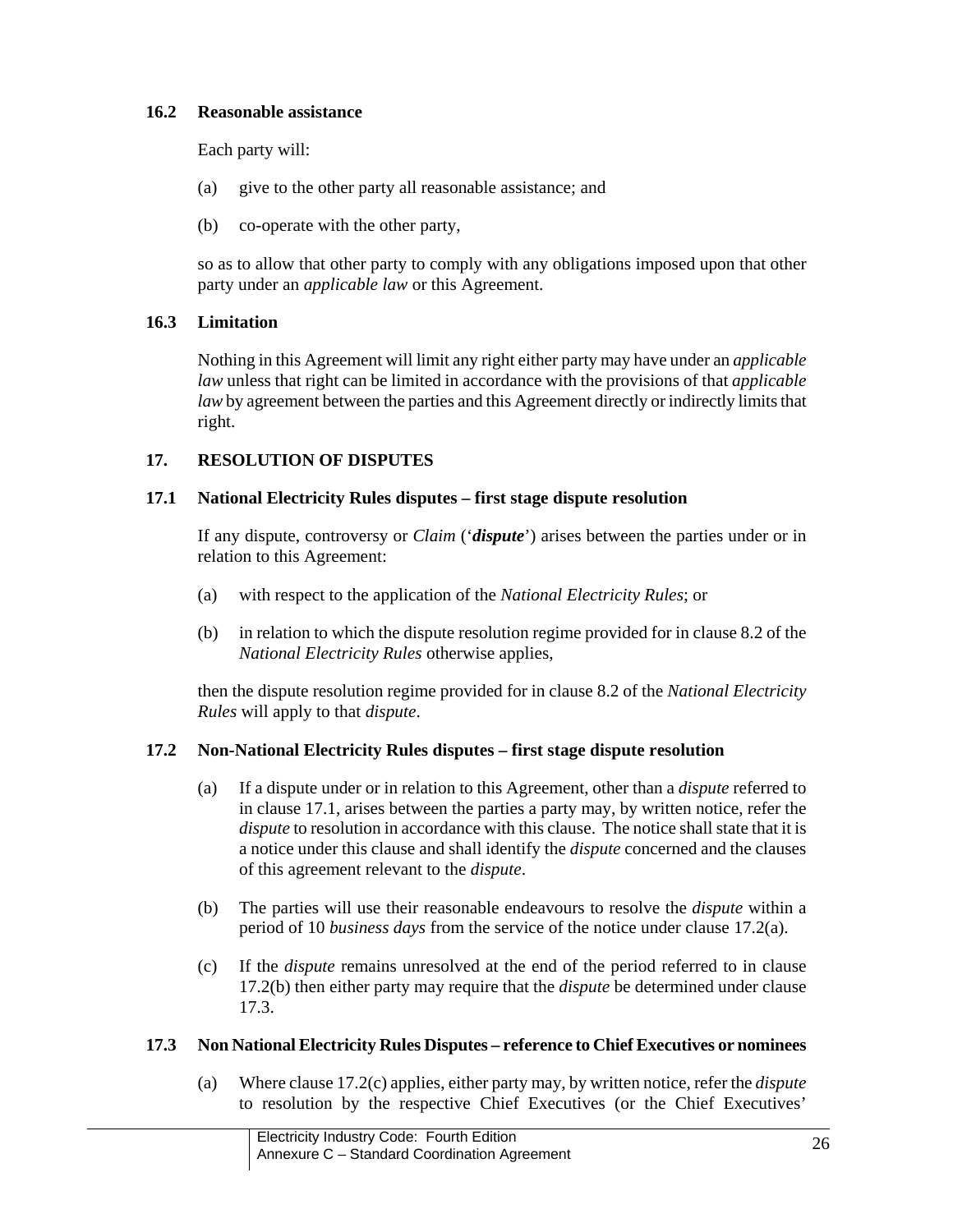### 16.2 Reasonable assistance

Each party will:

(a) give to the other party all reasonable assistance; and

(b) co-operate with the other party,

so as to allow that other party to comply with any obligations imposed upon that other party under an *applicable law* or this Agreement.

### 16.3 Limitation

Nothing in this Agreement will limit any right either party may have under an *applicable law* unless that right can be limited in accordance with the provisions of that *applicable law* by agreement between the parties and this Agreement directly or indirectly limits that right.

## 17. RESOLUTION OF DISPUTES

### 17.1 National Electricity Rules disputes – first stage dispute resolution

If any dispute, controversy or *Claim* ('***dispute***') arises between the parties under or in relation to this Agreement:

(a) with respect to the application of the *National Electricity Rules*; or

(b) in relation to which the dispute resolution regime provided for in clause 8.2 of the *National Electricity Rules* otherwise applies,

then the dispute resolution regime provided for in clause 8.2 of the *National Electricity Rules* will apply to that *dispute*.

### 17.2 Non-National Electricity Rules disputes – first stage dispute resolution

(a) If a dispute under or in relation to this Agreement, other than a *dispute* referred to in clause 17.1, arises between the parties a party may, by written notice, refer the *dispute* to resolution in accordance with this clause. The notice shall state that it is a notice under this clause and shall identify the *dispute* concerned and the clauses of this agreement relevant to the *dispute*.

(b) The parties will use their reasonable endeavours to resolve the *dispute* within a period of 10 *business days* from the service of the notice under clause 17.2(a).

(c) If the *dispute* remains unresolved at the end of the period referred to in clause 17.2(b) then either party may require that the *dispute* be determined under clause 17.3.

### 17.3 Non National Electricity Rules Disputes – reference to Chief Executives or nominees

(a) Where clause 17.2(c) applies, either party may, by written notice, refer the *dispute* to resolution by the respective Chief Executives (or the Chief Executives'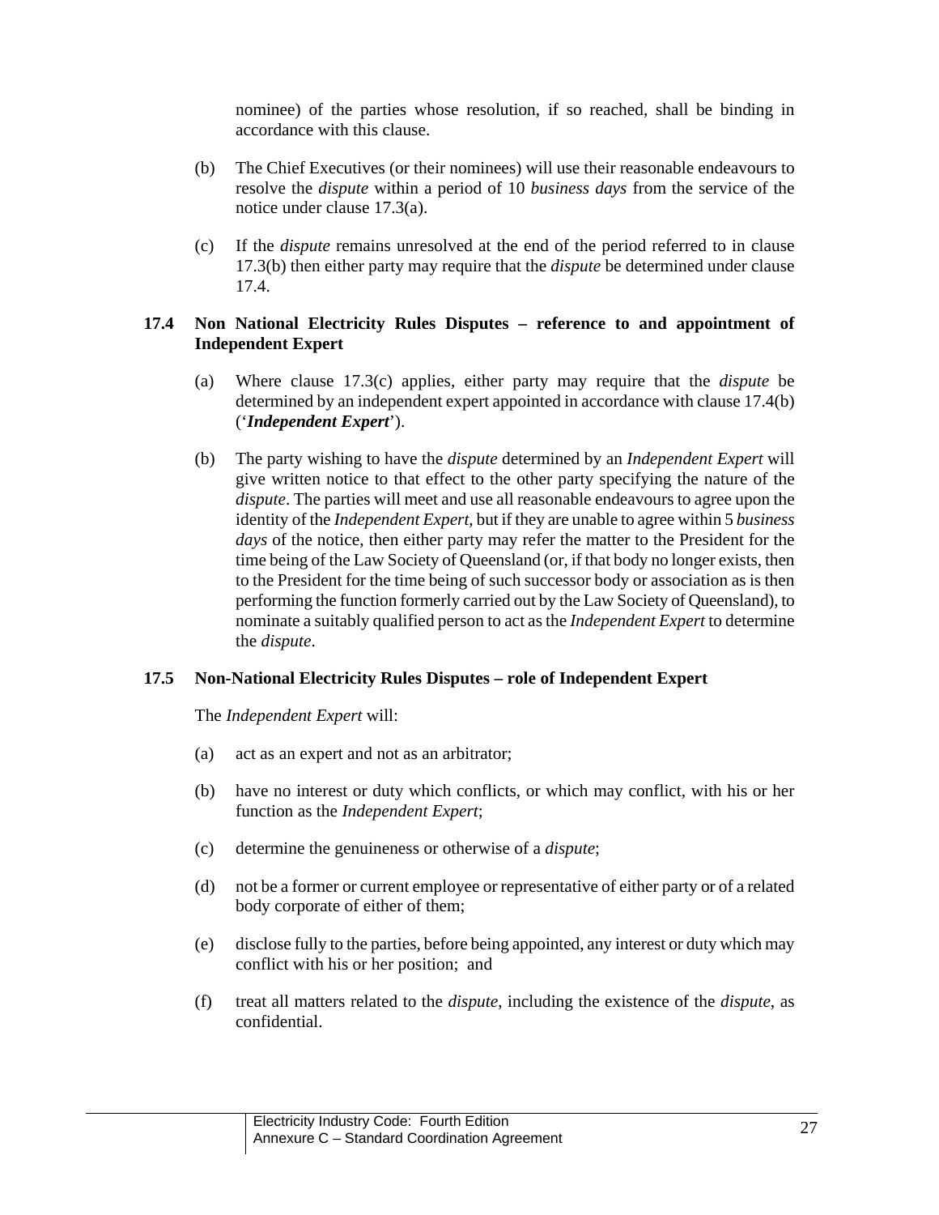nominee) of the parties whose resolution, if so reached, shall be binding in accordance with this clause.

(b) The Chief Executives (or their nominees) will use their reasonable endeavours to resolve the *dispute* within a period of 10 *business days* from the service of the notice under clause 17.3(a).

(c) If the *dispute* remains unresolved at the end of the period referred to in clause 17.3(b) then either party may require that the *dispute* be determined under clause 17.4.

### 17.4 Non National Electricity Rules Disputes – reference to and appointment of Independent Expert

(a) Where clause 17.3(c) applies, either party may require that the *dispute* be determined by an independent expert appointed in accordance with clause 17.4(b) ('***Independent Expert***').

(b) The party wishing to have the *dispute* determined by an *Independent Expert* will give written notice to that effect to the other party specifying the nature of the *dispute*. The parties will meet and use all reasonable endeavours to agree upon the identity of the *Independent Expert*, but if they are unable to agree within 5 *business days* of the notice, then either party may refer the matter to the President for the time being of the Law Society of Queensland (or, if that body no longer exists, then to the President for the time being of such successor body or association as is then performing the function formerly carried out by the Law Society of Queensland), to nominate a suitably qualified person to act as the *Independent Expert* to determine the *dispute*.

### 17.5 Non-National Electricity Rules Disputes – role of Independent Expert

The *Independent Expert* will:

(a) act as an expert and not as an arbitrator;

(b) have no interest or duty which conflicts, or which may conflict, with his or her function as the *Independent Expert*;

(c) determine the genuineness or otherwise of a *dispute*;

(d) not be a former or current employee or representative of either party or of a related body corporate of either of them;

(e) disclose fully to the parties, before being appointed, any interest or duty which may conflict with his or her position; and

(f) treat all matters related to the *dispute*, including the existence of the *dispute*, as confidential.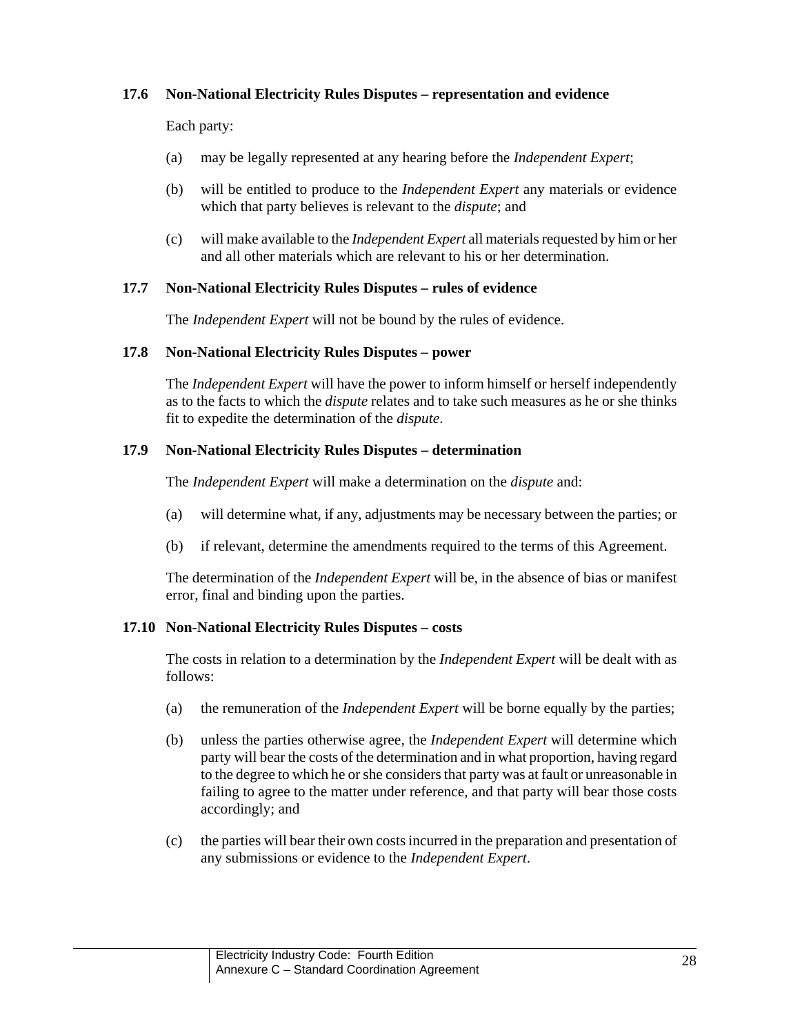### 17.6 Non-National Electricity Rules Disputes – representation and evidence

Each party:

(a) may be legally represented at any hearing before the *Independent Expert*;

(b) will be entitled to produce to the *Independent Expert* any materials or evidence which that party believes is relevant to the *dispute*; and

(c) will make available to the *Independent Expert* all materials requested by him or her and all other materials which are relevant to his or her determination.

### 17.7 Non-National Electricity Rules Disputes – rules of evidence

The *Independent Expert* will not be bound by the rules of evidence.

### 17.8 Non-National Electricity Rules Disputes – power

The *Independent Expert* will have the power to inform himself or herself independently as to the facts to which the *dispute* relates and to take such measures as he or she thinks fit to expedite the determination of the *dispute*.

### 17.9 Non-National Electricity Rules Disputes – determination

The *Independent Expert* will make a determination on the *dispute* and:

(a) will determine what, if any, adjustments may be necessary between the parties; or

(b) if relevant, determine the amendments required to the terms of this Agreement.

The determination of the *Independent Expert* will be, in the absence of bias or manifest error, final and binding upon the parties.

### 17.10 Non-National Electricity Rules Disputes – costs

The costs in relation to a determination by the *Independent Expert* will be dealt with as follows:

(a) the remuneration of the *Independent Expert* will be borne equally by the parties;

(b) unless the parties otherwise agree, the *Independent Expert* will determine which party will bear the costs of the determination and in what proportion, having regard to the degree to which he or she considers that party was at fault or unreasonable in failing to agree to the matter under reference, and that party will bear those costs accordingly; and

(c) the parties will bear their own costs incurred in the preparation and presentation of any submissions or evidence to the *Independent Expert*.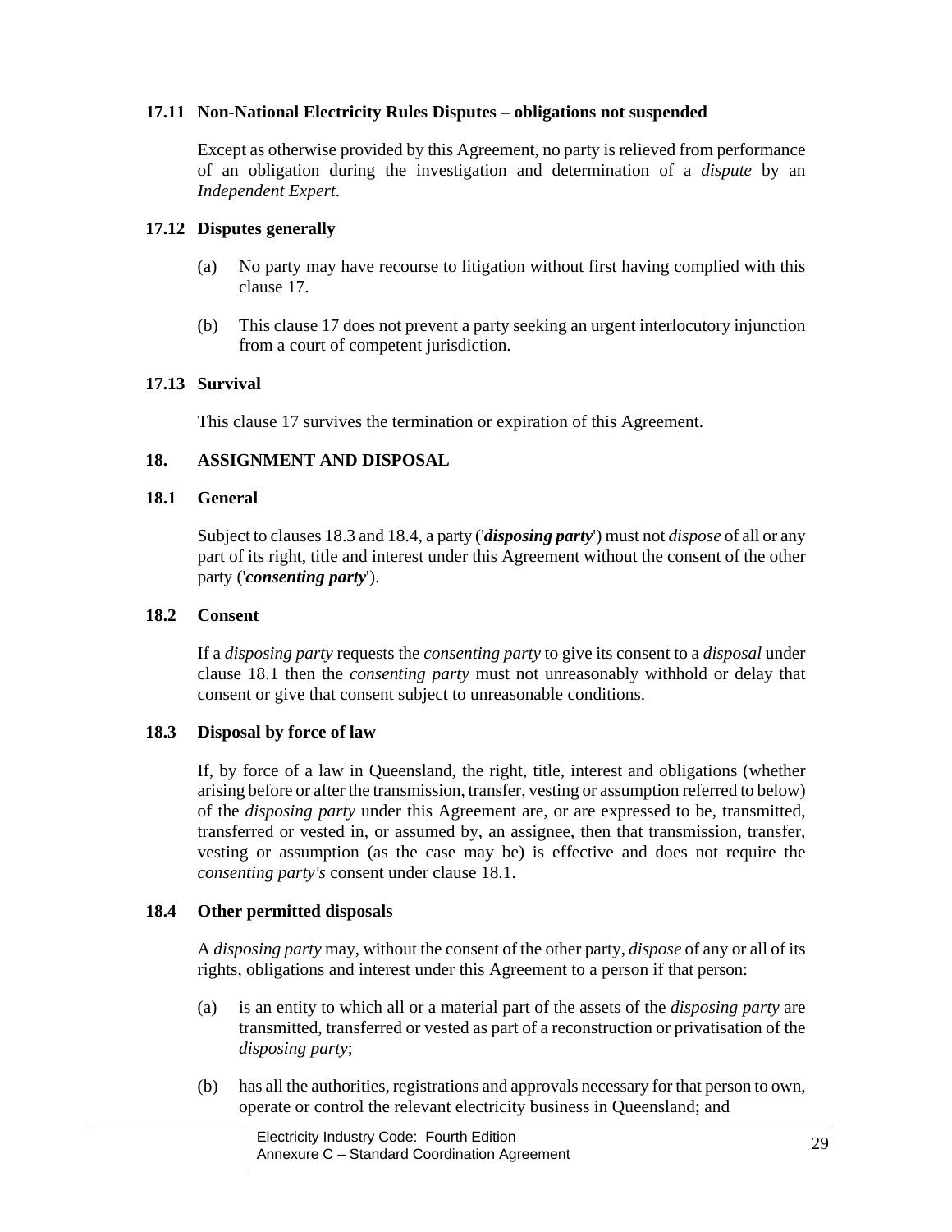### 17.11 Non-National Electricity Rules Disputes – obligations not suspended

Except as otherwise provided by this Agreement, no party is relieved from performance of an obligation during the investigation and determination of a *dispute* by an *Independent Expert*.

### 17.12 Disputes generally

(a) No party may have recourse to litigation without first having complied with this clause 17.

(b) This clause 17 does not prevent a party seeking an urgent interlocutory injunction from a court of competent jurisdiction.

### 17.13 Survival

This clause 17 survives the termination or expiration of this Agreement.

## 18. ASSIGNMENT AND DISPOSAL

### 18.1 General

Subject to clauses 18.3 and 18.4, a party ('***disposing party***') must not *dispose* of all or any part of its right, title and interest under this Agreement without the consent of the other party ('***consenting party***').

### 18.2 Consent

If a *disposing party* requests the *consenting party* to give its consent to a *disposal* under clause 18.1 then the *consenting party* must not unreasonably withhold or delay that consent or give that consent subject to unreasonable conditions.

### 18.3 Disposal by force of law

If, by force of a law in Queensland, the right, title, interest and obligations (whether arising before or after the transmission, transfer, vesting or assumption referred to below) of the *disposing party* under this Agreement are, or are expressed to be, transmitted, transferred or vested in, or assumed by, an assignee, then that transmission, transfer, vesting or assumption (as the case may be) is effective and does not require the *consenting party's* consent under clause 18.1.

### 18.4 Other permitted disposals

A *disposing party* may, without the consent of the other party, *dispose* of any or all of its rights, obligations and interest under this Agreement to a person if that person:

(a) is an entity to which all or a material part of the assets of the *disposing party* are transmitted, transferred or vested as part of a reconstruction or privatisation of the *disposing party*;

(b) has all the authorities, registrations and approvals necessary for that person to own, operate or control the relevant electricity business in Queensland; and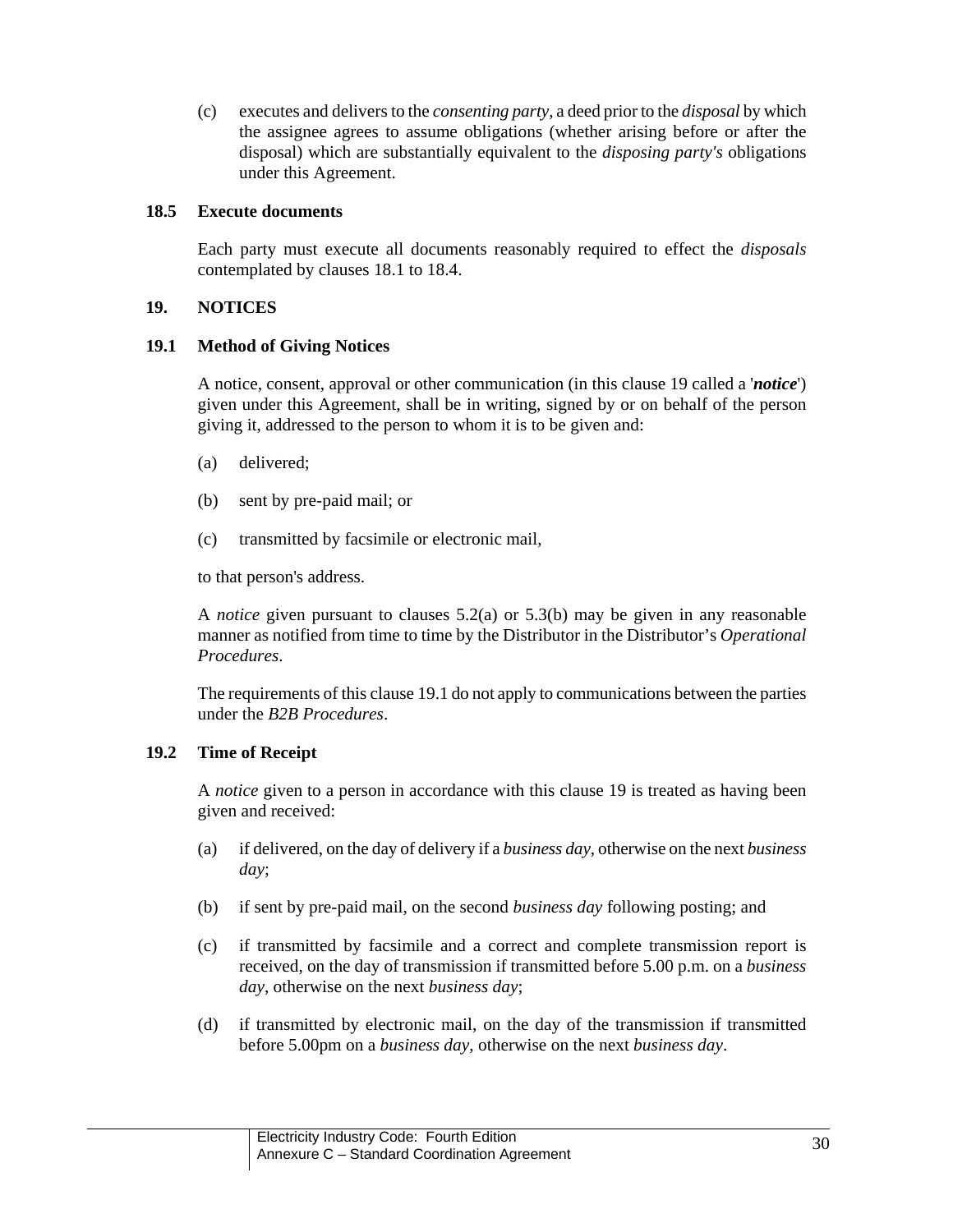(c) executes and delivers to the *consenting party*, a deed prior to the *disposal* by which the assignee agrees to assume obligations (whether arising before or after the disposal) which are substantially equivalent to the *disposing party's* obligations under this Agreement.

### 18.5 Execute documents

Each party must execute all documents reasonably required to effect the *disposals* contemplated by clauses 18.1 to 18.4.

## 19. NOTICES

### 19.1 Method of Giving Notices

A notice, consent, approval or other communication (in this clause 19 called a '***notice***') given under this Agreement, shall be in writing, signed by or on behalf of the person giving it, addressed to the person to whom it is to be given and:

(a) delivered;

(b) sent by pre-paid mail; or

(c) transmitted by facsimile or electronic mail,

to that person's address.

A *notice* given pursuant to clauses 5.2(a) or 5.3(b) may be given in any reasonable manner as notified from time to time by the Distributor in the Distributor's *Operational Procedures*.

The requirements of this clause 19.1 do not apply to communications between the parties under the *B2B Procedures*.

### 19.2 Time of Receipt

A *notice* given to a person in accordance with this clause 19 is treated as having been given and received:

(a) if delivered, on the day of delivery if a *business day*, otherwise on the next *business day*;

(b) if sent by pre-paid mail, on the second *business day* following posting; and

(c) if transmitted by facsimile and a correct and complete transmission report is received, on the day of transmission if transmitted before 5.00 p.m. on a *business day*, otherwise on the next *business day*;

(d) if transmitted by electronic mail, on the day of the transmission if transmitted before 5.00pm on a *business day*, otherwise on the next *business day*.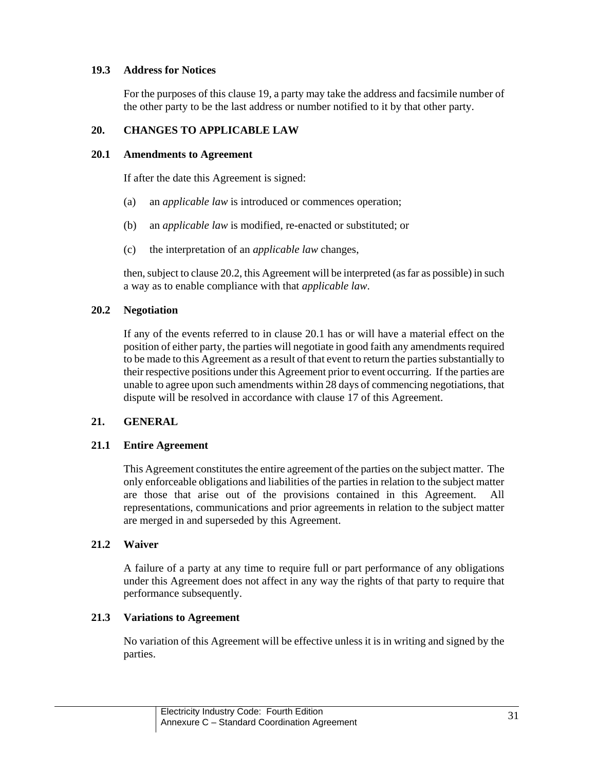### 19.3 Address for Notices

For the purposes of this clause 19, a party may take the address and facsimile number of the other party to be the last address or number notified to it by that other party.

## 20. CHANGES TO APPLICABLE LAW

### 20.1 Amendments to Agreement

If after the date this Agreement is signed:

(a) an *applicable law* is introduced or commences operation;

(b) an *applicable law* is modified, re-enacted or substituted; or

(c) the interpretation of an *applicable law* changes,

then, subject to clause 20.2, this Agreement will be interpreted (as far as possible) in such a way as to enable compliance with that *applicable law*.

### 20.2 Negotiation

If any of the events referred to in clause 20.1 has or will have a material effect on the position of either party, the parties will negotiate in good faith any amendments required to be made to this Agreement as a result of that event to return the parties substantially to their respective positions under this Agreement prior to event occurring. If the parties are unable to agree upon such amendments within 28 days of commencing negotiations, that dispute will be resolved in accordance with clause 17 of this Agreement.

## 21. GENERAL

### 21.1 Entire Agreement

This Agreement constitutes the entire agreement of the parties on the subject matter. The only enforceable obligations and liabilities of the parties in relation to the subject matter are those that arise out of the provisions contained in this Agreement. All representations, communications and prior agreements in relation to the subject matter are merged in and superseded by this Agreement.

### 21.2 Waiver

A failure of a party at any time to require full or part performance of any obligations under this Agreement does not affect in any way the rights of that party to require that performance subsequently.

### 21.3 Variations to Agreement

No variation of this Agreement will be effective unless it is in writing and signed by the parties.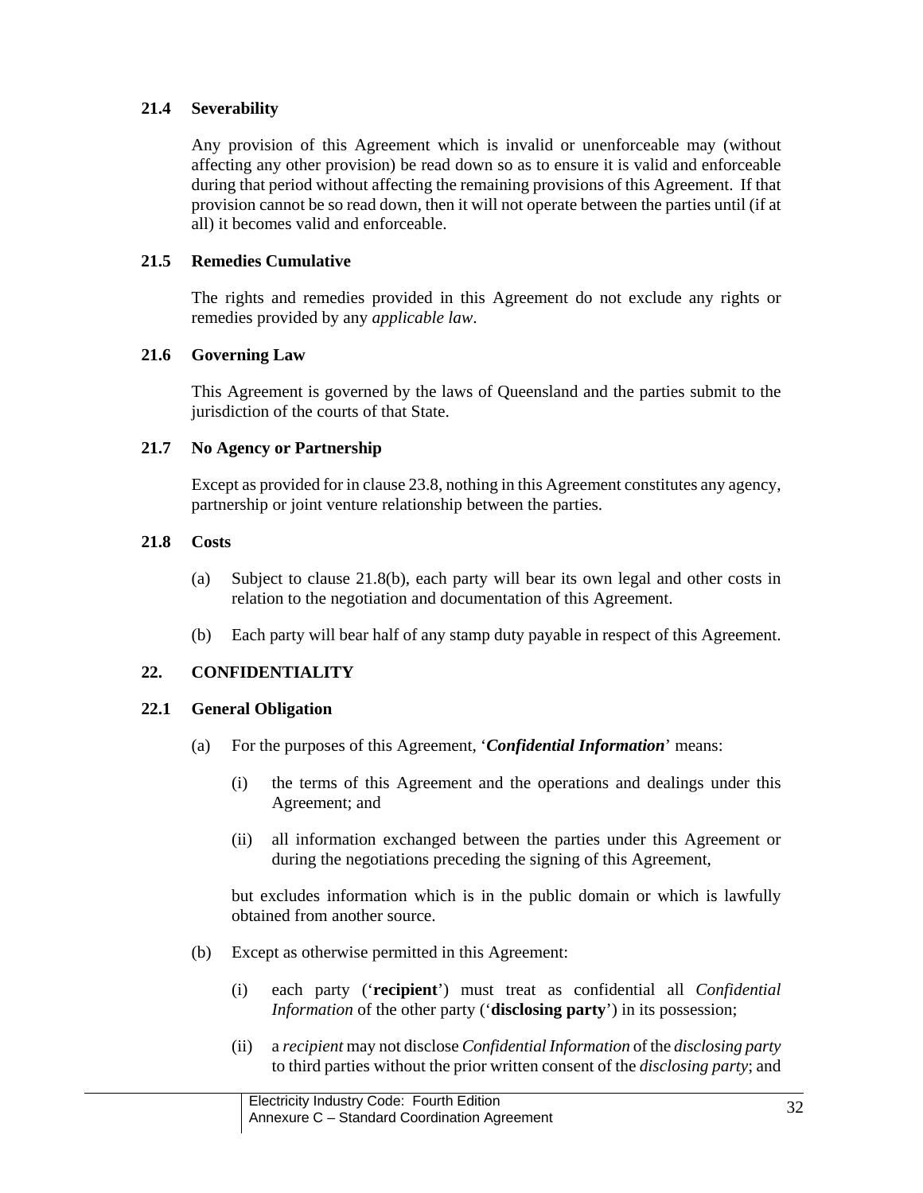### 21.4 Severability

Any provision of this Agreement which is invalid or unenforceable may (without affecting any other provision) be read down so as to ensure it is valid and enforceable during that period without affecting the remaining provisions of this Agreement. If that provision cannot be so read down, then it will not operate between the parties until (if at all) it becomes valid and enforceable.

### 21.5 Remedies Cumulative

The rights and remedies provided in this Agreement do not exclude any rights or remedies provided by any *applicable law*.

### 21.6 Governing Law

This Agreement is governed by the laws of Queensland and the parties submit to the jurisdiction of the courts of that State.

### 21.7 No Agency or Partnership

Except as provided for in clause 23.8, nothing in this Agreement constitutes any agency, partnership or joint venture relationship between the parties.

### 21.8 Costs

(a) Subject to clause 21.8(b), each party will bear its own legal and other costs in relation to the negotiation and documentation of this Agreement.

(b) Each party will bear half of any stamp duty payable in respect of this Agreement.

## 22. CONFIDENTIALITY

### 22.1 General Obligation

(a) For the purposes of this Agreement, '***Confidential Information***' means:

   (i) the terms of this Agreement and the operations and dealings under this Agreement; and

   (ii) all information exchanged between the parties under this Agreement or during the negotiations preceding the signing of this Agreement,

   but excludes information which is in the public domain or which is lawfully obtained from another source.

(b) Except as otherwise permitted in this Agreement:

   (i) each party ('**recipient**') must treat as confidential all *Confidential Information* of the other party ('**disclosing party**') in its possession;

   (ii) a *recipient* may not disclose *Confidential Information* of the *disclosing party* to third parties without the prior written consent of the *disclosing party*; and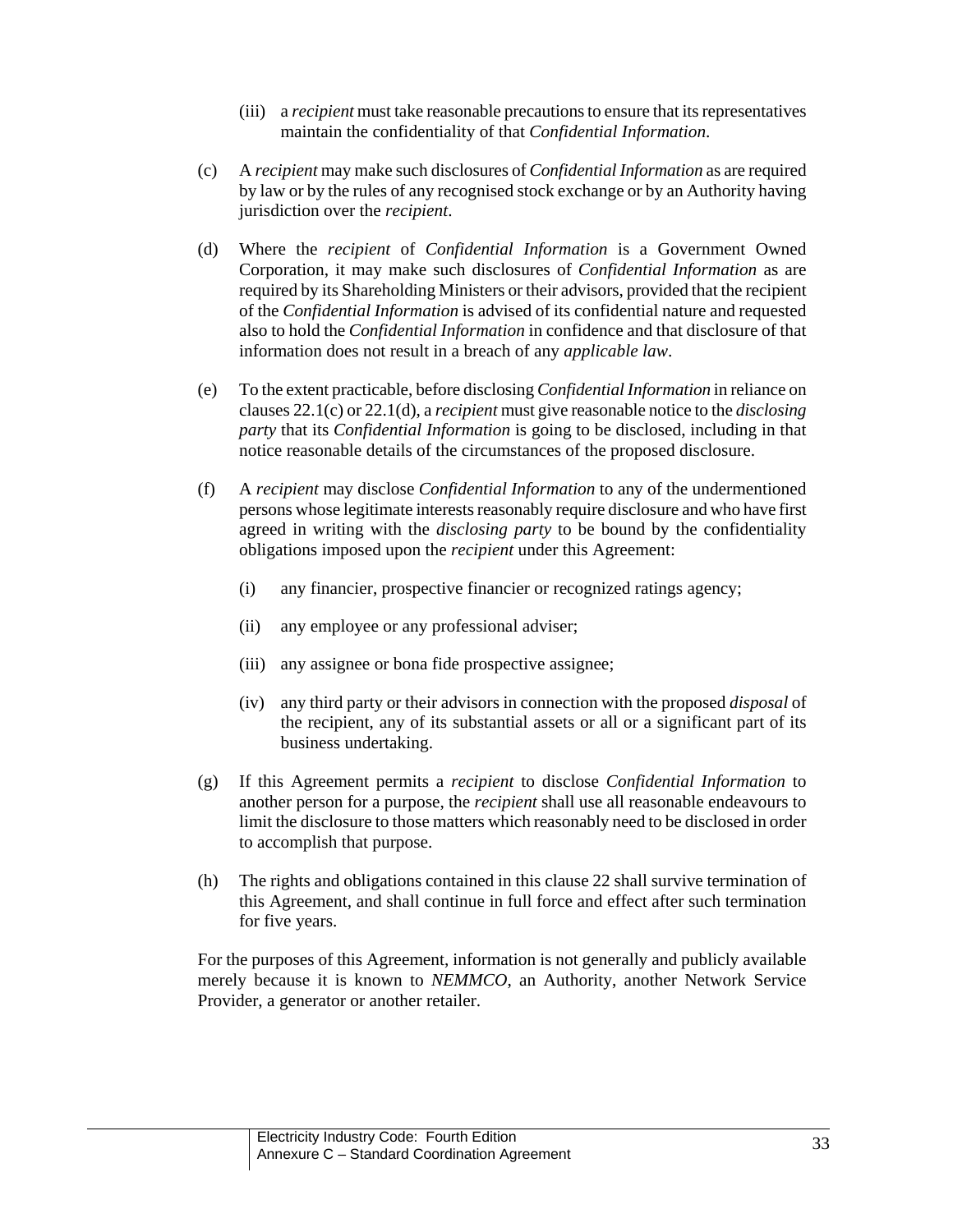(iii) a *recipient* must take reasonable precautions to ensure that its representatives maintain the confidentiality of that *Confidential Information*.

(c) A *recipient* may make such disclosures of *Confidential Information* as are required by law or by the rules of any recognised stock exchange or by an Authority having jurisdiction over the *recipient*.

(d) Where the *recipient* of *Confidential Information* is a Government Owned Corporation, it may make such disclosures of *Confidential Information* as are required by its Shareholding Ministers or their advisors, provided that the recipient of the *Confidential Information* is advised of its confidential nature and requested also to hold the *Confidential Information* in confidence and that disclosure of that information does not result in a breach of any *applicable law*.

(e) To the extent practicable, before disclosing *Confidential Information* in reliance on clauses 22.1(c) or 22.1(d), a *recipient* must give reasonable notice to the *disclosing party* that its *Confidential Information* is going to be disclosed, including in that notice reasonable details of the circumstances of the proposed disclosure.

(f) A *recipient* may disclose *Confidential Information* to any of the undermentioned persons whose legitimate interests reasonably require disclosure and who have first agreed in writing with the *disclosing party* to be bound by the confidentiality obligations imposed upon the *recipient* under this Agreement:

  (i) any financier, prospective financier or recognized ratings agency;

  (ii) any employee or any professional adviser;

  (iii) any assignee or bona fide prospective assignee;

  (iv) any third party or their advisors in connection with the proposed *disposal* of the recipient, any of its substantial assets or all or a significant part of its business undertaking.

(g) If this Agreement permits a *recipient* to disclose *Confidential Information* to another person for a purpose, the *recipient* shall use all reasonable endeavours to limit the disclosure to those matters which reasonably need to be disclosed in order to accomplish that purpose.

(h) The rights and obligations contained in this clause 22 shall survive termination of this Agreement, and shall continue in full force and effect after such termination for five years.

For the purposes of this Agreement, information is not generally and publicly available merely because it is known to *NEMMCO*, an Authority, another Network Service Provider, a generator or another retailer.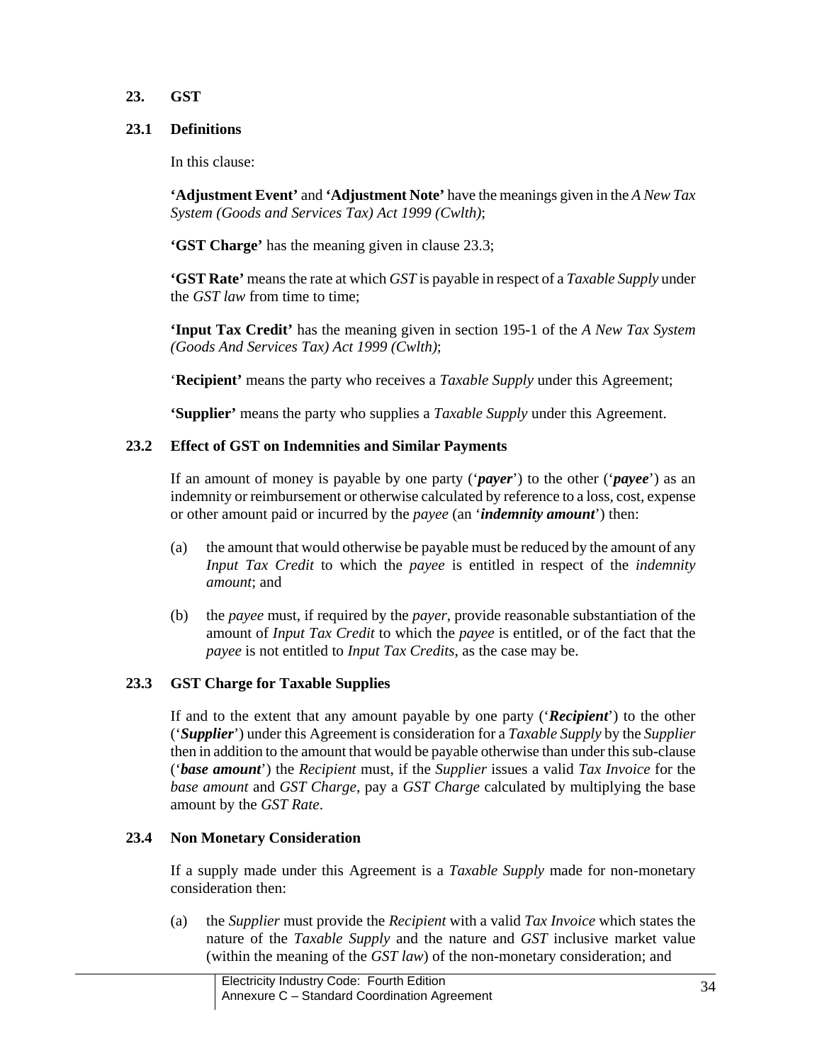## 23. GST

### 23.1 Definitions

In this clause:

**'Adjustment Event'** and **'Adjustment Note'** have the meanings given in the *A New Tax System (Goods and Services Tax) Act 1999 (Cwlth)*;

**'GST Charge'** has the meaning given in clause 23.3;

**'GST Rate'** means the rate at which *GST* is payable in respect of a *Taxable Supply* under the *GST law* from time to time;

**'Input Tax Credit'** has the meaning given in section 195-1 of the *A New Tax System (Goods And Services Tax) Act 1999 (Cwlth)*;

'**Recipient'** means the party who receives a *Taxable Supply* under this Agreement;

**'Supplier'** means the party who supplies a *Taxable Supply* under this Agreement.

### 23.2 Effect of GST on Indemnities and Similar Payments

If an amount of money is payable by one party ('***payer***') to the other ('***payee***') as an indemnity or reimbursement or otherwise calculated by reference to a loss, cost, expense or other amount paid or incurred by the *payee* (an '***indemnity amount***') then:

(a) the amount that would otherwise be payable must be reduced by the amount of any *Input Tax Credit* to which the *payee* is entitled in respect of the *indemnity amount*; and

(b) the *payee* must, if required by the *payer*, provide reasonable substantiation of the amount of *Input Tax Credit* to which the *payee* is entitled, or of the fact that the *payee* is not entitled to *Input Tax Credits*, as the case may be.

### 23.3 GST Charge for Taxable Supplies

If and to the extent that any amount payable by one party ('***Recipient***') to the other ('***Supplier***') under this Agreement is consideration for a *Taxable Supply* by the *Supplier* then in addition to the amount that would be payable otherwise than under this sub-clause ('***base amount***') the *Recipient* must, if the *Supplier* issues a valid *Tax Invoice* for the *base amount* and *GST Charge*, pay a *GST Charge* calculated by multiplying the base amount by the *GST Rate*.

### 23.4 Non Monetary Consideration

If a supply made under this Agreement is a *Taxable Supply* made for non-monetary consideration then:

(a) the *Supplier* must provide the *Recipient* with a valid *Tax Invoice* which states the nature of the *Taxable Supply* and the nature and *GST* inclusive market value (within the meaning of the *GST law*) of the non-monetary consideration; and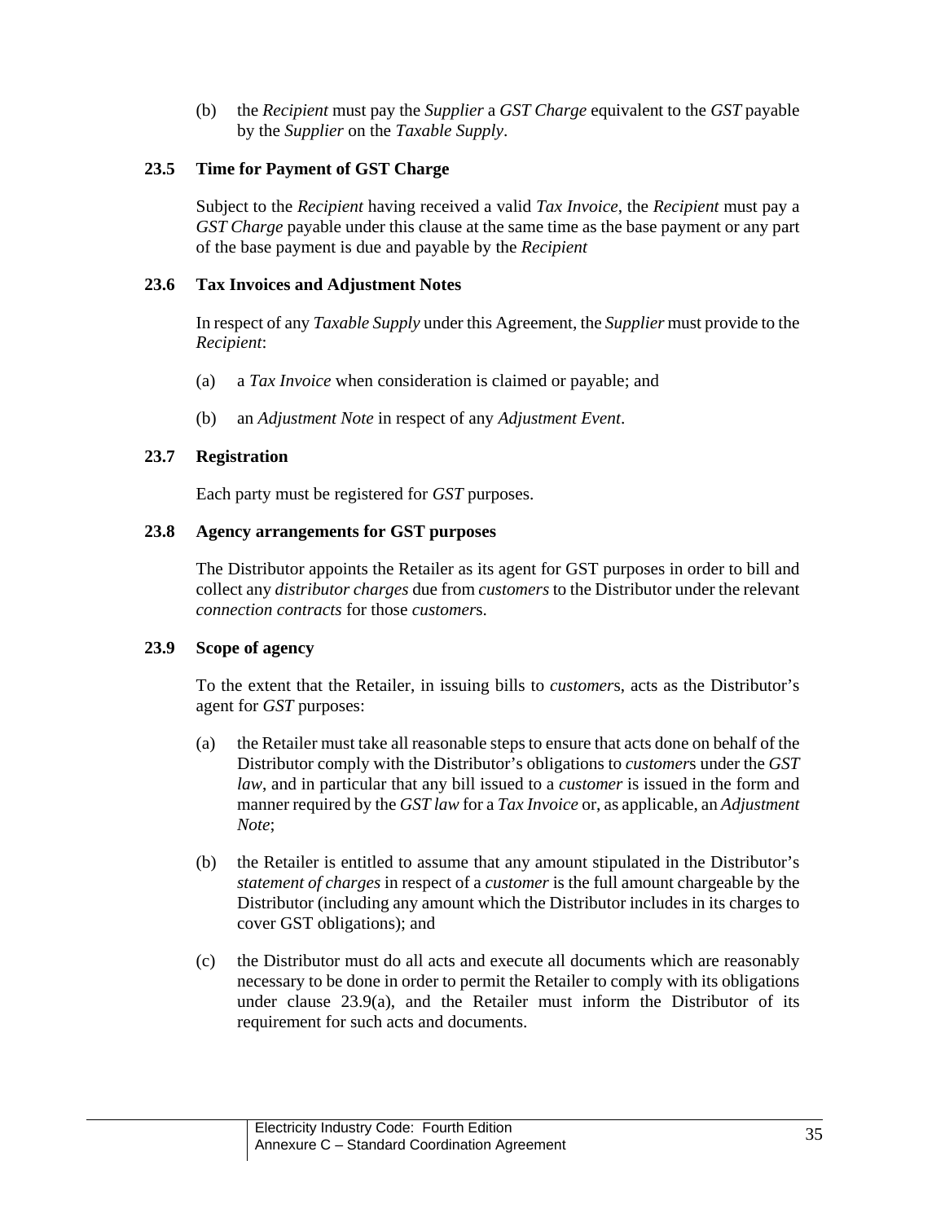(b) the *Recipient* must pay the *Supplier* a *GST Charge* equivalent to the *GST* payable by the *Supplier* on the *Taxable Supply*.

### 23.5 Time for Payment of GST Charge

Subject to the *Recipient* having received a valid *Tax Invoice*, the *Recipient* must pay a *GST Charge* payable under this clause at the same time as the base payment or any part of the base payment is due and payable by the *Recipient*

### 23.6 Tax Invoices and Adjustment Notes

In respect of any *Taxable Supply* under this Agreement, the *Supplier* must provide to the *Recipient*:

(a) a *Tax Invoice* when consideration is claimed or payable; and

(b) an *Adjustment Note* in respect of any *Adjustment Event*.

### 23.7 Registration

Each party must be registered for *GST* purposes.

### 23.8 Agency arrangements for GST purposes

The Distributor appoints the Retailer as its agent for GST purposes in order to bill and collect any *distributor charges* due from *customers* to the Distributor under the relevant *connection contracts* for those *customer*s.

### 23.9 Scope of agency

To the extent that the Retailer, in issuing bills to *customer*s, acts as the Distributor's agent for *GST* purposes:

(a) the Retailer must take all reasonable steps to ensure that acts done on behalf of the Distributor comply with the Distributor's obligations to *customer*s under the *GST law*, and in particular that any bill issued to a *customer* is issued in the form and manner required by the *GST law* for a *Tax Invoice* or, as applicable, an *Adjustment Note*;

(b) the Retailer is entitled to assume that any amount stipulated in the Distributor's *statement of charges* in respect of a *customer* is the full amount chargeable by the Distributor (including any amount which the Distributor includes in its charges to cover GST obligations); and

(c) the Distributor must do all acts and execute all documents which are reasonably necessary to be done in order to permit the Retailer to comply with its obligations under clause 23.9(a), and the Retailer must inform the Distributor of its requirement for such acts and documents.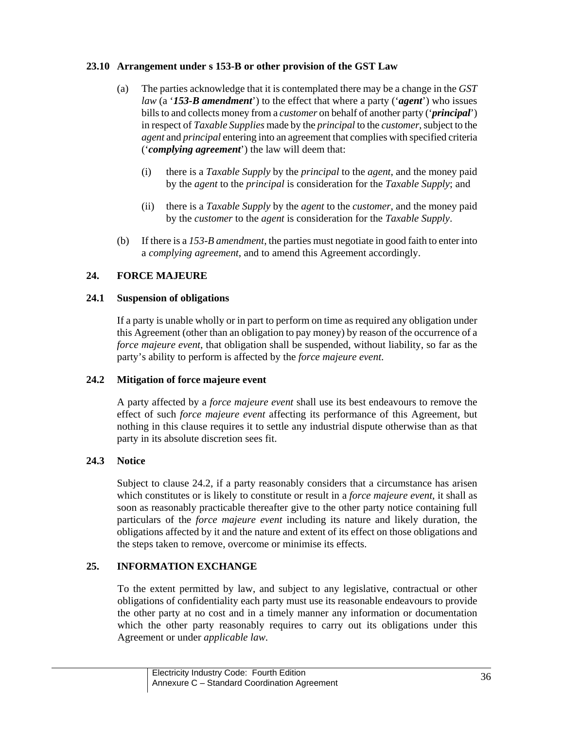### 23.10 Arrangement under s 153-B or other provision of the GST Law

(a) The parties acknowledge that it is contemplated there may be a change in the *GST law* (a '***153-B amendment***') to the effect that where a party ('***agent***') who issues bills to and collects money from a *customer* on behalf of another party ('***principal***') in respect of *Taxable Supplies* made by the *principal* to the *customer*, subject to the *agent* and *principal* entering into an agreement that complies with specified criteria ('***complying agreement***') the law will deem that:

   (i) there is a *Taxable Supply* by the *principal* to the *agent*, and the money paid by the *agent* to the *principal* is consideration for the *Taxable Supply*; and

   (ii) there is a *Taxable Supply* by the *agent* to the *customer*, and the money paid by the *customer* to the *agent* is consideration for the *Taxable Supply*.

(b) If there is a *153-B amendment*, the parties must negotiate in good faith to enter into a *complying agreement*, and to amend this Agreement accordingly.

## 24. FORCE MAJEURE

### 24.1 Suspension of obligations

If a party is unable wholly or in part to perform on time as required any obligation under this Agreement (other than an obligation to pay money) by reason of the occurrence of a *force majeure event*, that obligation shall be suspended, without liability, so far as the party's ability to perform is affected by the *force majeure event*.

### 24.2 Mitigation of force majeure event

A party affected by a *force majeure event* shall use its best endeavours to remove the effect of such *force majeure event* affecting its performance of this Agreement, but nothing in this clause requires it to settle any industrial dispute otherwise than as that party in its absolute discretion sees fit.

### 24.3 Notice

Subject to clause 24.2, if a party reasonably considers that a circumstance has arisen which constitutes or is likely to constitute or result in a *force majeure event*, it shall as soon as reasonably practicable thereafter give to the other party notice containing full particulars of the *force majeure event* including its nature and likely duration, the obligations affected by it and the nature and extent of its effect on those obligations and the steps taken to remove, overcome or minimise its effects.

## 25. INFORMATION EXCHANGE

To the extent permitted by law, and subject to any legislative, contractual or other obligations of confidentiality each party must use its reasonable endeavours to provide the other party at no cost and in a timely manner any information or documentation which the other party reasonably requires to carry out its obligations under this Agreement or under *applicable law*.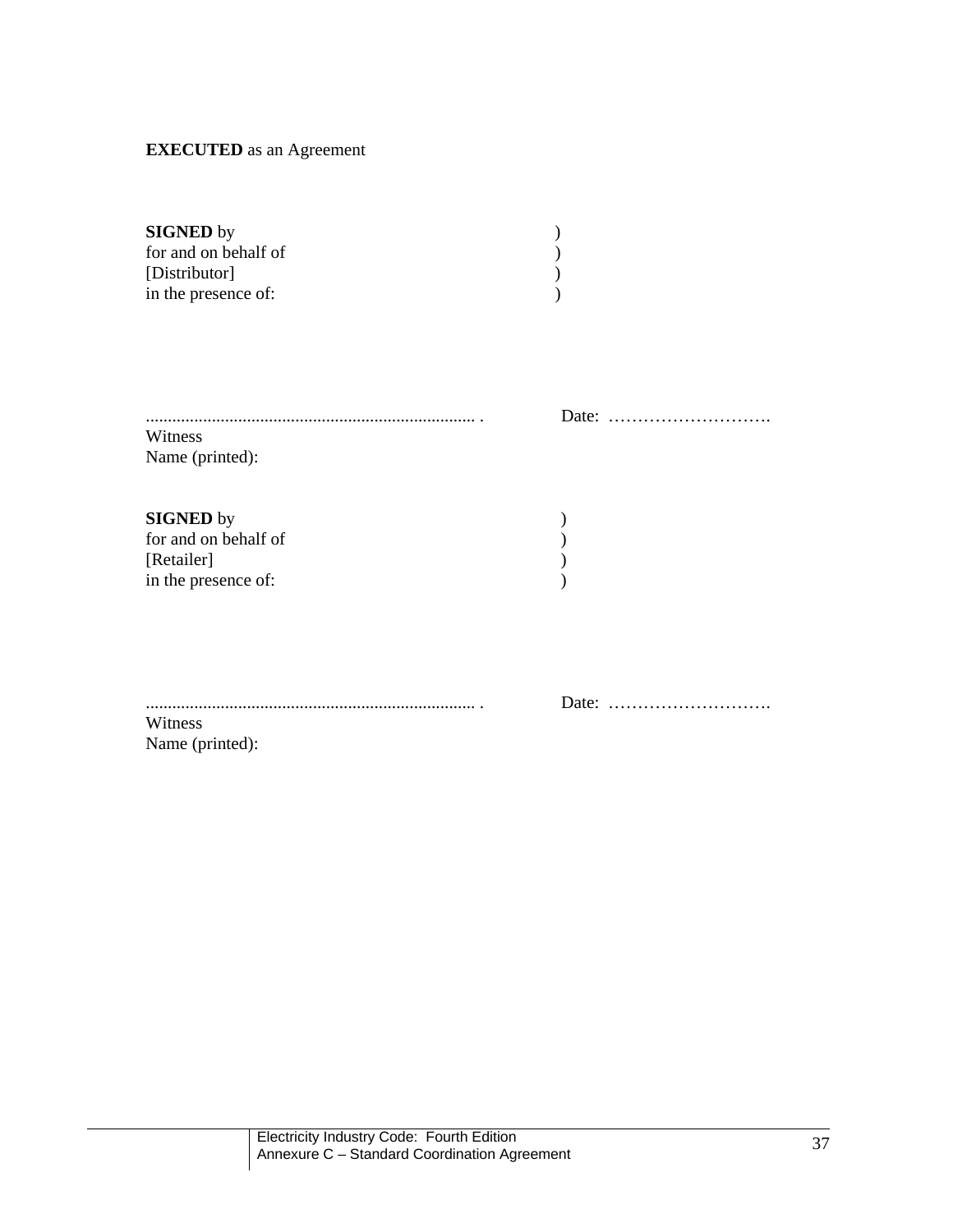**EXECUTED** as an Agreement

**SIGNED** by )
for and on behalf of )
[Distributor] )
in the presence of: )

........................................................................... .  Date: ……………………….

Witness
Name (printed):

**SIGNED** by )
for and on behalf of )
[Retailer] )
in the presence of: )

........................................................................... .  Date: ……………………….

Witness
Name (printed):